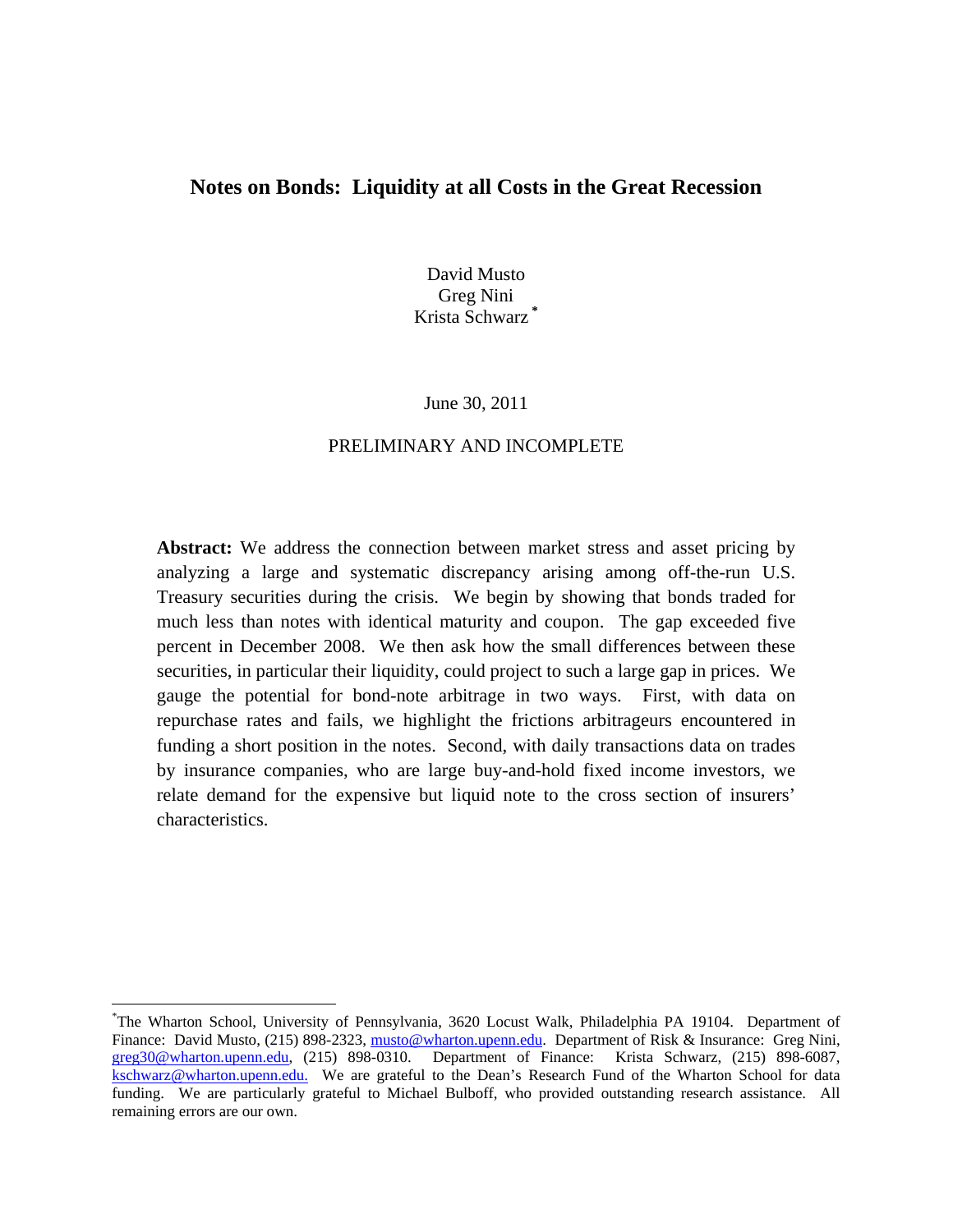# Notes on Bonds: Liquidity at all Costs in the Great Recession

David Musto
Greg Nini
Krista Schwarz [*]

June 30, 2011

PRELIMINARY AND INCOMPLETE

**Abstract:** We address the connection between market stress and asset pricing by analyzing a large and systematic discrepancy arising among off-the-run U.S. Treasury securities during the crisis. We begin by showing that bonds traded for much less than notes with identical maturity and coupon. The gap exceeded five percent in December 2008. We then ask how the small differences between these securities, in particular their liquidity, could project to such a large gap in prices. We gauge the potential for bond-note arbitrage in two ways. First, with data on repurchase rates and fails, we highlight the frictions arbitrageurs encountered in funding a short position in the notes. Second, with daily transactions data on trades by insurance companies, who are large buy-and-hold fixed income investors, we relate demand for the expensive but liquid note to the cross section of insurers' characteristics.

---

[*] The Wharton School, University of Pennsylvania, 3620 Locust Walk, Philadelphia PA 19104. Department of Finance: David Musto, (215) 898-2323, musto@wharton.upenn.edu. Department of Risk & Insurance: Greg Nini, greg30@wharton.upenn.edu, (215) 898-0310. Department of Finance: Krista Schwarz, (215) 898-6087, kschwarz@wharton.upenn.edu. We are grateful to the Dean's Research Fund of the Wharton School for data funding. We are particularly grateful to Michael Bulboff, who provided outstanding research assistance. All remaining errors are our own.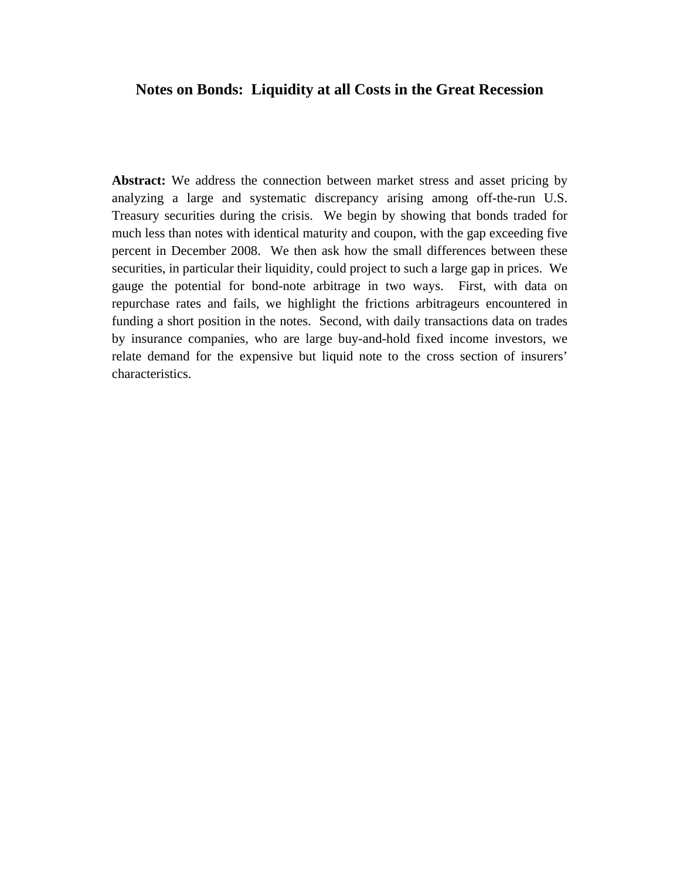# Notes on Bonds: Liquidity at all Costs in the Great Recession

**Abstract:** We address the connection between market stress and asset pricing by analyzing a large and systematic discrepancy arising among off-the-run U.S. Treasury securities during the crisis. We begin by showing that bonds traded for much less than notes with identical maturity and coupon, with the gap exceeding five percent in December 2008. We then ask how the small differences between these securities, in particular their liquidity, could project to such a large gap in prices. We gauge the potential for bond-note arbitrage in two ways. First, with data on repurchase rates and fails, we highlight the frictions arbitrageurs encountered in funding a short position in the notes. Second, with daily transactions data on trades by insurance companies, who are large buy-and-hold fixed income investors, we relate demand for the expensive but liquid note to the cross section of insurers' characteristics.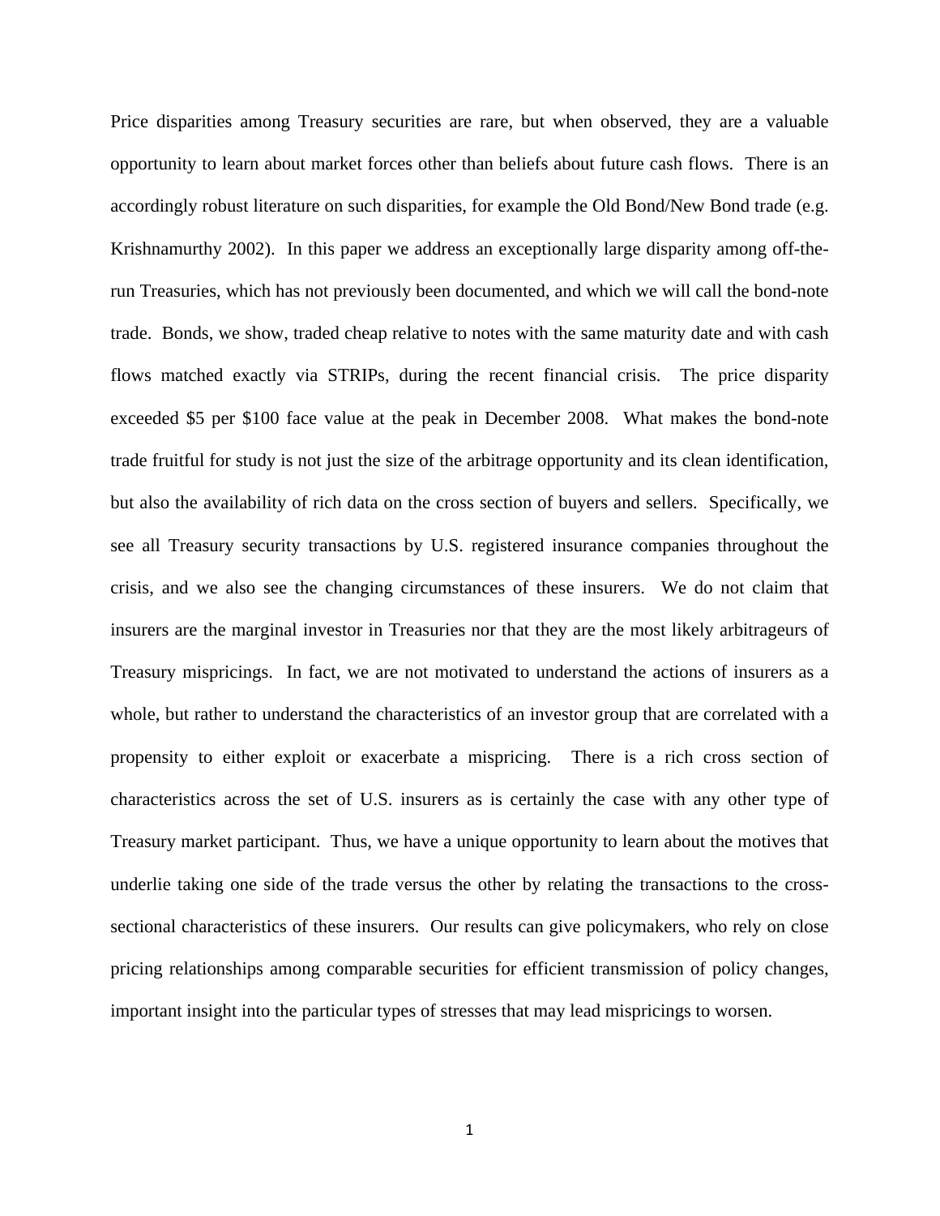Price disparities among Treasury securities are rare, but when observed, they are a valuable opportunity to learn about market forces other than beliefs about future cash flows. There is an accordingly robust literature on such disparities, for example the Old Bond/New Bond trade (e.g. Krishnamurthy 2002). In this paper we address an exceptionally large disparity among off-the-run Treasuries, which has not previously been documented, and which we will call the bond-note trade. Bonds, we show, traded cheap relative to notes with the same maturity date and with cash flows matched exactly via STRIPs, during the recent financial crisis. The price disparity exceeded $5 per $100 face value at the peak in December 2008. What makes the bond-note trade fruitful for study is not just the size of the arbitrage opportunity and its clean identification, but also the availability of rich data on the cross section of buyers and sellers. Specifically, we see all Treasury security transactions by U.S. registered insurance companies throughout the crisis, and we also see the changing circumstances of these insurers. We do not claim that insurers are the marginal investor in Treasuries nor that they are the most likely arbitrageurs of Treasury mispricings. In fact, we are not motivated to understand the actions of insurers as a whole, but rather to understand the characteristics of an investor group that are correlated with a propensity to either exploit or exacerbate a mispricing. There is a rich cross section of characteristics across the set of U.S. insurers as is certainly the case with any other type of Treasury market participant. Thus, we have a unique opportunity to learn about the motives that underlie taking one side of the trade versus the other by relating the transactions to the cross-sectional characteristics of these insurers. Our results can give policymakers, who rely on close pricing relationships among comparable securities for efficient transmission of policy changes, important insight into the particular types of stresses that may lead mispricings to worsen.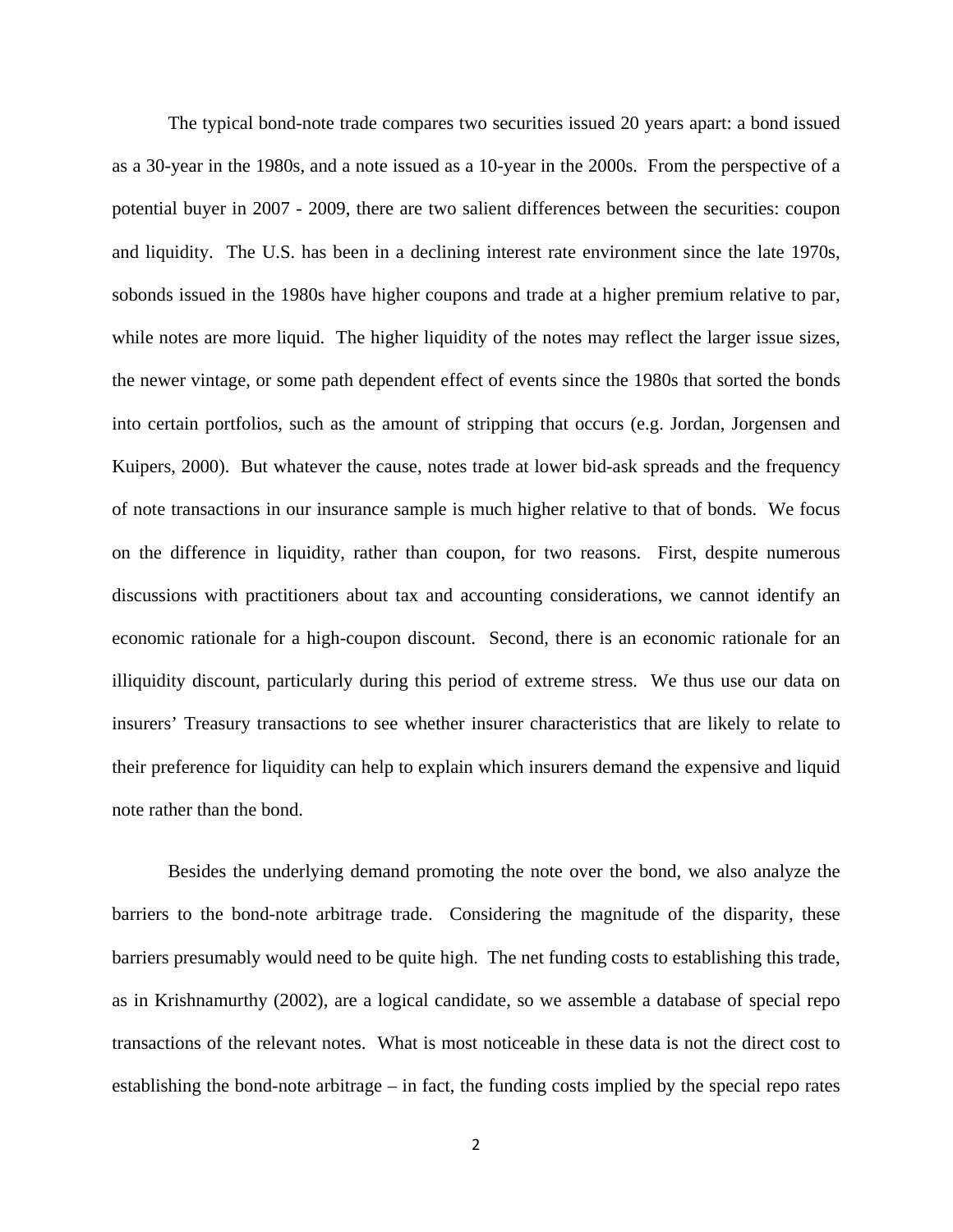The typical bond-note trade compares two securities issued 20 years apart: a bond issued as a 30-year in the 1980s, and a note issued as a 10-year in the 2000s. From the perspective of a potential buyer in 2007 - 2009, there are two salient differences between the securities: coupon and liquidity. The U.S. has been in a declining interest rate environment since the late 1970s, sobonds issued in the 1980s have higher coupons and trade at a higher premium relative to par, while notes are more liquid. The higher liquidity of the notes may reflect the larger issue sizes, the newer vintage, or some path dependent effect of events since the 1980s that sorted the bonds into certain portfolios, such as the amount of stripping that occurs (e.g. Jordan, Jorgensen and Kuipers, 2000). But whatever the cause, notes trade at lower bid-ask spreads and the frequency of note transactions in our insurance sample is much higher relative to that of bonds. We focus on the difference in liquidity, rather than coupon, for two reasons. First, despite numerous discussions with practitioners about tax and accounting considerations, we cannot identify an economic rationale for a high-coupon discount. Second, there is an economic rationale for an illiquidity discount, particularly during this period of extreme stress. We thus use our data on insurers' Treasury transactions to see whether insurer characteristics that are likely to relate to their preference for liquidity can help to explain which insurers demand the expensive and liquid note rather than the bond.

Besides the underlying demand promoting the note over the bond, we also analyze the barriers to the bond-note arbitrage trade. Considering the magnitude of the disparity, these barriers presumably would need to be quite high. The net funding costs to establishing this trade, as in Krishnamurthy (2002), are a logical candidate, so we assemble a database of special repo transactions of the relevant notes. What is most noticeable in these data is not the direct cost to establishing the bond-note arbitrage – in fact, the funding costs implied by the special repo rates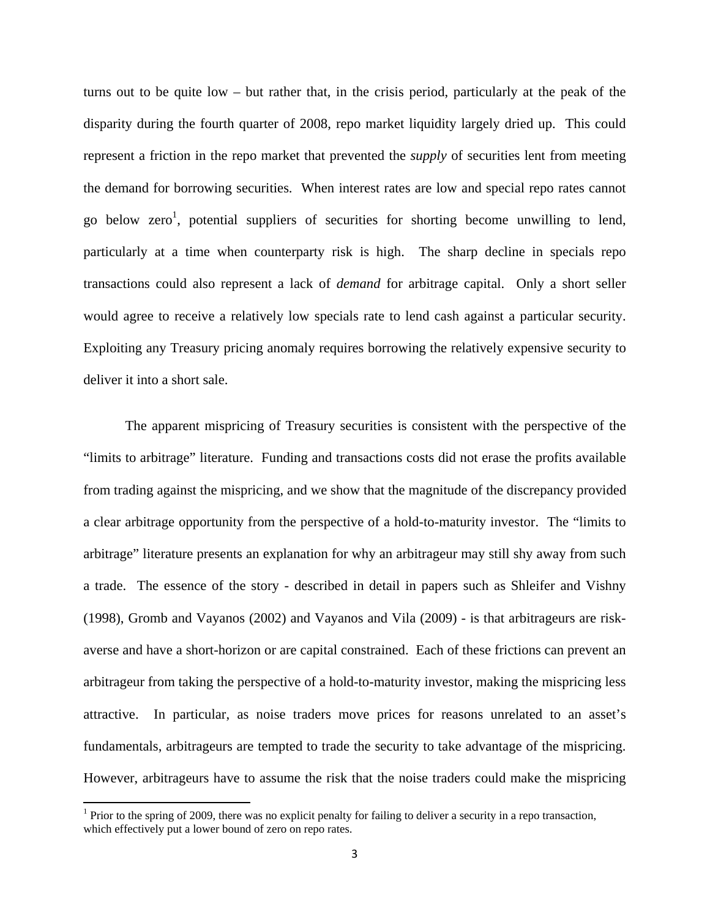turns out to be quite low – but rather that, in the crisis period, particularly at the peak of the disparity during the fourth quarter of 2008, repo market liquidity largely dried up. This could represent a friction in the repo market that prevented the *supply* of securities lent from meeting the demand for borrowing securities. When interest rates are low and special repo rates cannot go below zero[1], potential suppliers of securities for shorting become unwilling to lend, particularly at a time when counterparty risk is high. The sharp decline in specials repo transactions could also represent a lack of *demand* for arbitrage capital. Only a short seller would agree to receive a relatively low specials rate to lend cash against a particular security. Exploiting any Treasury pricing anomaly requires borrowing the relatively expensive security to deliver it into a short sale.

The apparent mispricing of Treasury securities is consistent with the perspective of the "limits to arbitrage" literature. Funding and transactions costs did not erase the profits available from trading against the mispricing, and we show that the magnitude of the discrepancy provided a clear arbitrage opportunity from the perspective of a hold-to-maturity investor. The "limits to arbitrage" literature presents an explanation for why an arbitrageur may still shy away from such a trade. The essence of the story - described in detail in papers such as Shleifer and Vishny (1998), Gromb and Vayanos (2002) and Vayanos and Vila (2009) - is that arbitrageurs are risk-averse and have a short-horizon or are capital constrained. Each of these frictions can prevent an arbitrageur from taking the perspective of a hold-to-maturity investor, making the mispricing less attractive. In particular, as noise traders move prices for reasons unrelated to an asset's fundamentals, arbitrageurs are tempted to trade the security to take advantage of the mispricing. However, arbitrageurs have to assume the risk that the noise traders could make the mispricing

[1] Prior to the spring of 2009, there was no explicit penalty for failing to deliver a security in a repo transaction, which effectively put a lower bound of zero on repo rates.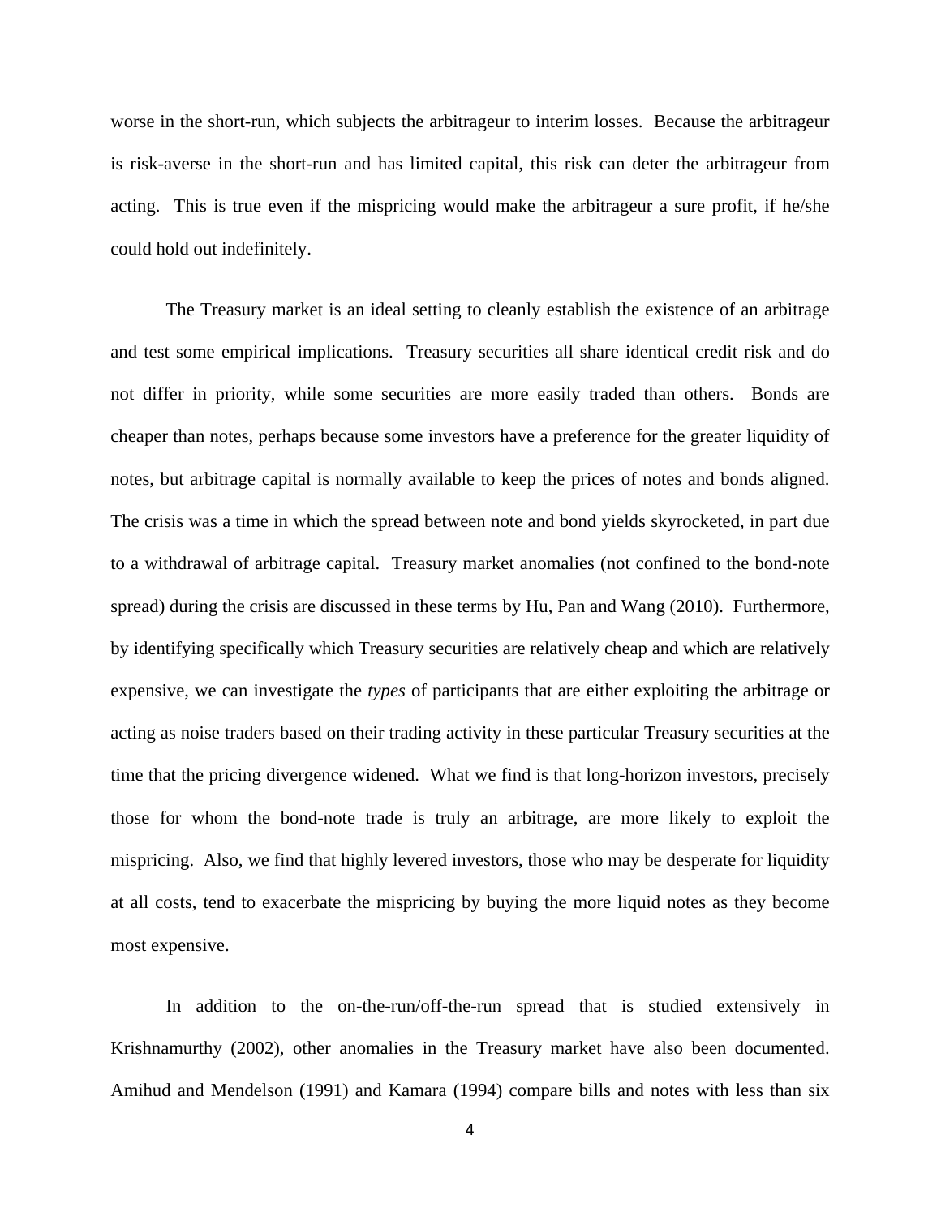worse in the short-run, which subjects the arbitrageur to interim losses. Because the arbitrageur is risk-averse in the short-run and has limited capital, this risk can deter the arbitrageur from acting. This is true even if the mispricing would make the arbitrageur a sure profit, if he/she could hold out indefinitely.

The Treasury market is an ideal setting to cleanly establish the existence of an arbitrage and test some empirical implications. Treasury securities all share identical credit risk and do not differ in priority, while some securities are more easily traded than others. Bonds are cheaper than notes, perhaps because some investors have a preference for the greater liquidity of notes, but arbitrage capital is normally available to keep the prices of notes and bonds aligned. The crisis was a time in which the spread between note and bond yields skyrocketed, in part due to a withdrawal of arbitrage capital. Treasury market anomalies (not confined to the bond-note spread) during the crisis are discussed in these terms by Hu, Pan and Wang (2010). Furthermore, by identifying specifically which Treasury securities are relatively cheap and which are relatively expensive, we can investigate the *types* of participants that are either exploiting the arbitrage or acting as noise traders based on their trading activity in these particular Treasury securities at the time that the pricing divergence widened. What we find is that long-horizon investors, precisely those for whom the bond-note trade is truly an arbitrage, are more likely to exploit the mispricing. Also, we find that highly levered investors, those who may be desperate for liquidity at all costs, tend to exacerbate the mispricing by buying the more liquid notes as they become most expensive.

In addition to the on-the-run/off-the-run spread that is studied extensively in Krishnamurthy (2002), other anomalies in the Treasury market have also been documented. Amihud and Mendelson (1991) and Kamara (1994) compare bills and notes with less than six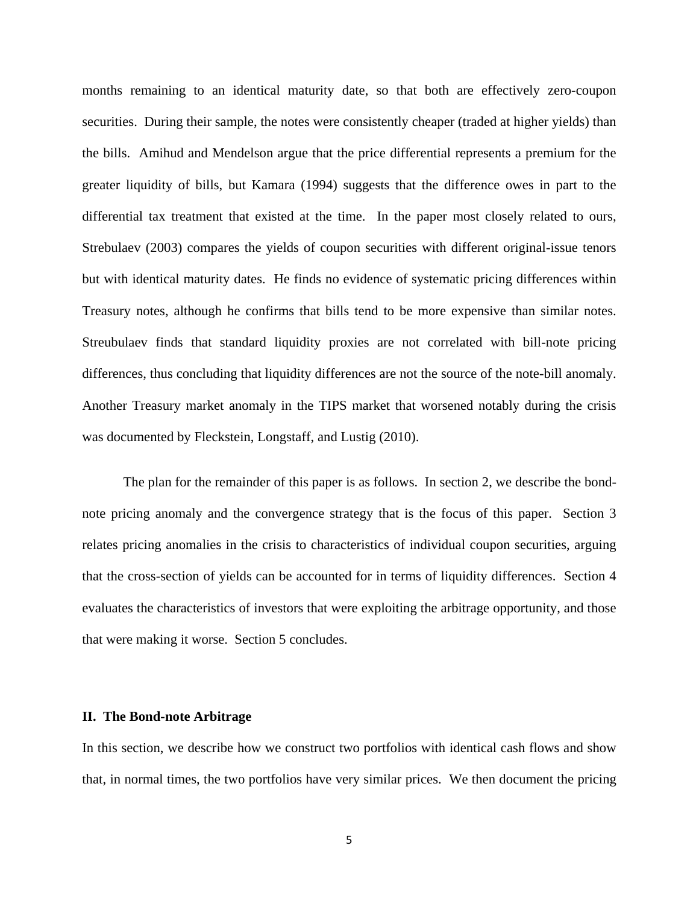months remaining to an identical maturity date, so that both are effectively zero-coupon securities. During their sample, the notes were consistently cheaper (traded at higher yields) than the bills. Amihud and Mendelson argue that the price differential represents a premium for the greater liquidity of bills, but Kamara (1994) suggests that the difference owes in part to the differential tax treatment that existed at the time. In the paper most closely related to ours, Strebulaev (2003) compares the yields of coupon securities with different original-issue tenors but with identical maturity dates. He finds no evidence of systematic pricing differences within Treasury notes, although he confirms that bills tend to be more expensive than similar notes. Streubulaev finds that standard liquidity proxies are not correlated with bill-note pricing differences, thus concluding that liquidity differences are not the source of the note-bill anomaly. Another Treasury market anomaly in the TIPS market that worsened notably during the crisis was documented by Fleckstein, Longstaff, and Lustig (2010).

The plan for the remainder of this paper is as follows. In section 2, we describe the bond-note pricing anomaly and the convergence strategy that is the focus of this paper. Section 3 relates pricing anomalies in the crisis to characteristics of individual coupon securities, arguing that the cross-section of yields can be accounted for in terms of liquidity differences. Section 4 evaluates the characteristics of investors that were exploiting the arbitrage opportunity, and those that were making it worse. Section 5 concludes.

## II. The Bond-note Arbitrage

In this section, we describe how we construct two portfolios with identical cash flows and show that, in normal times, the two portfolios have very similar prices. We then document the pricing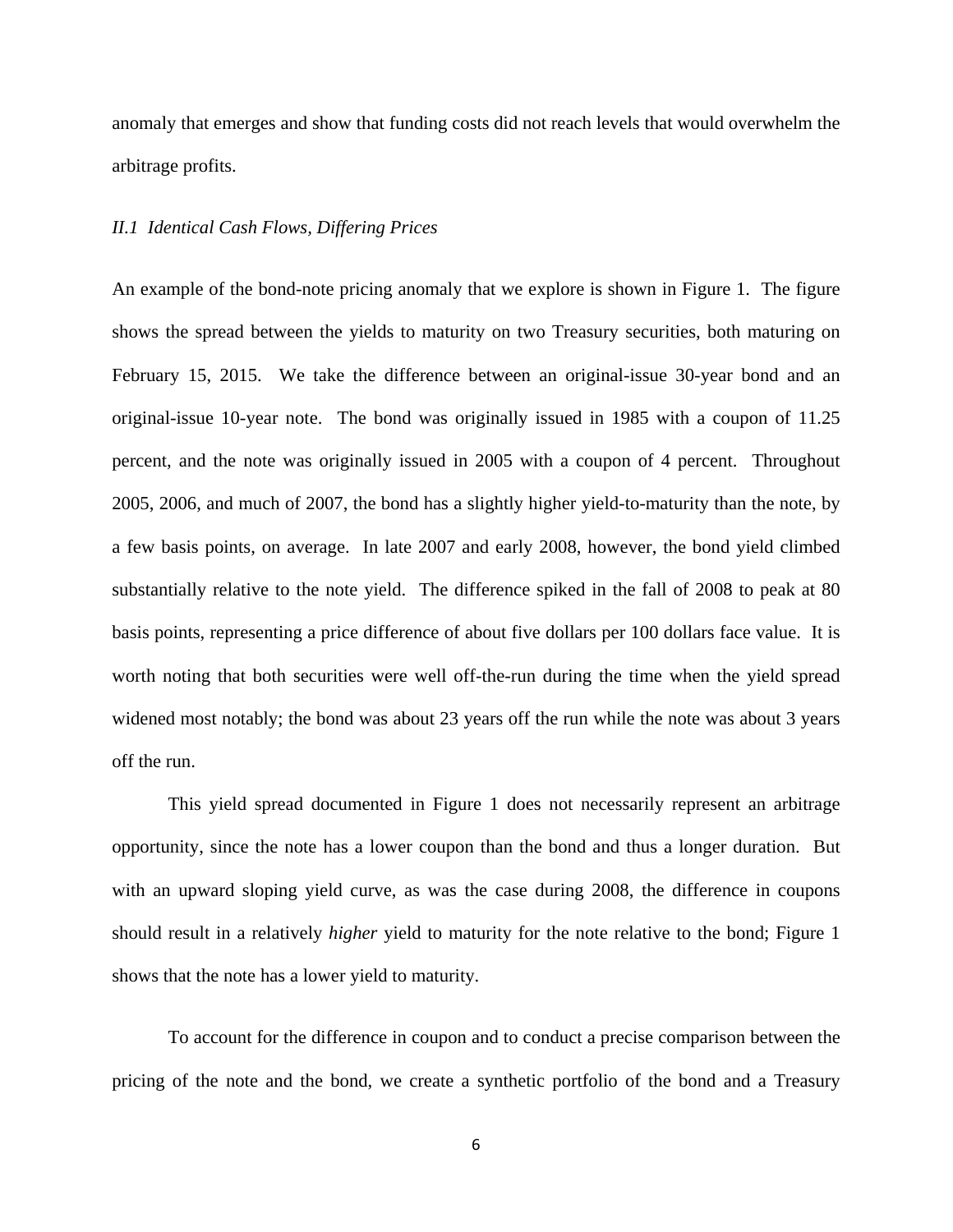anomaly that emerges and show that funding costs did not reach levels that would overwhelm the arbitrage profits.

### *II.1 Identical Cash Flows, Differing Prices*

An example of the bond-note pricing anomaly that we explore is shown in Figure 1. The figure shows the spread between the yields to maturity on two Treasury securities, both maturing on February 15, 2015. We take the difference between an original-issue 30-year bond and an original-issue 10-year note. The bond was originally issued in 1985 with a coupon of 11.25 percent, and the note was originally issued in 2005 with a coupon of 4 percent. Throughout 2005, 2006, and much of 2007, the bond has a slightly higher yield-to-maturity than the note, by a few basis points, on average. In late 2007 and early 2008, however, the bond yield climbed substantially relative to the note yield. The difference spiked in the fall of 2008 to peak at 80 basis points, representing a price difference of about five dollars per 100 dollars face value. It is worth noting that both securities were well off-the-run during the time when the yield spread widened most notably; the bond was about 23 years off the run while the note was about 3 years off the run.

This yield spread documented in Figure 1 does not necessarily represent an arbitrage opportunity, since the note has a lower coupon than the bond and thus a longer duration. But with an upward sloping yield curve, as was the case during 2008, the difference in coupons should result in a relatively *higher* yield to maturity for the note relative to the bond; Figure 1 shows that the note has a lower yield to maturity.

To account for the difference in coupon and to conduct a precise comparison between the pricing of the note and the bond, we create a synthetic portfolio of the bond and a Treasury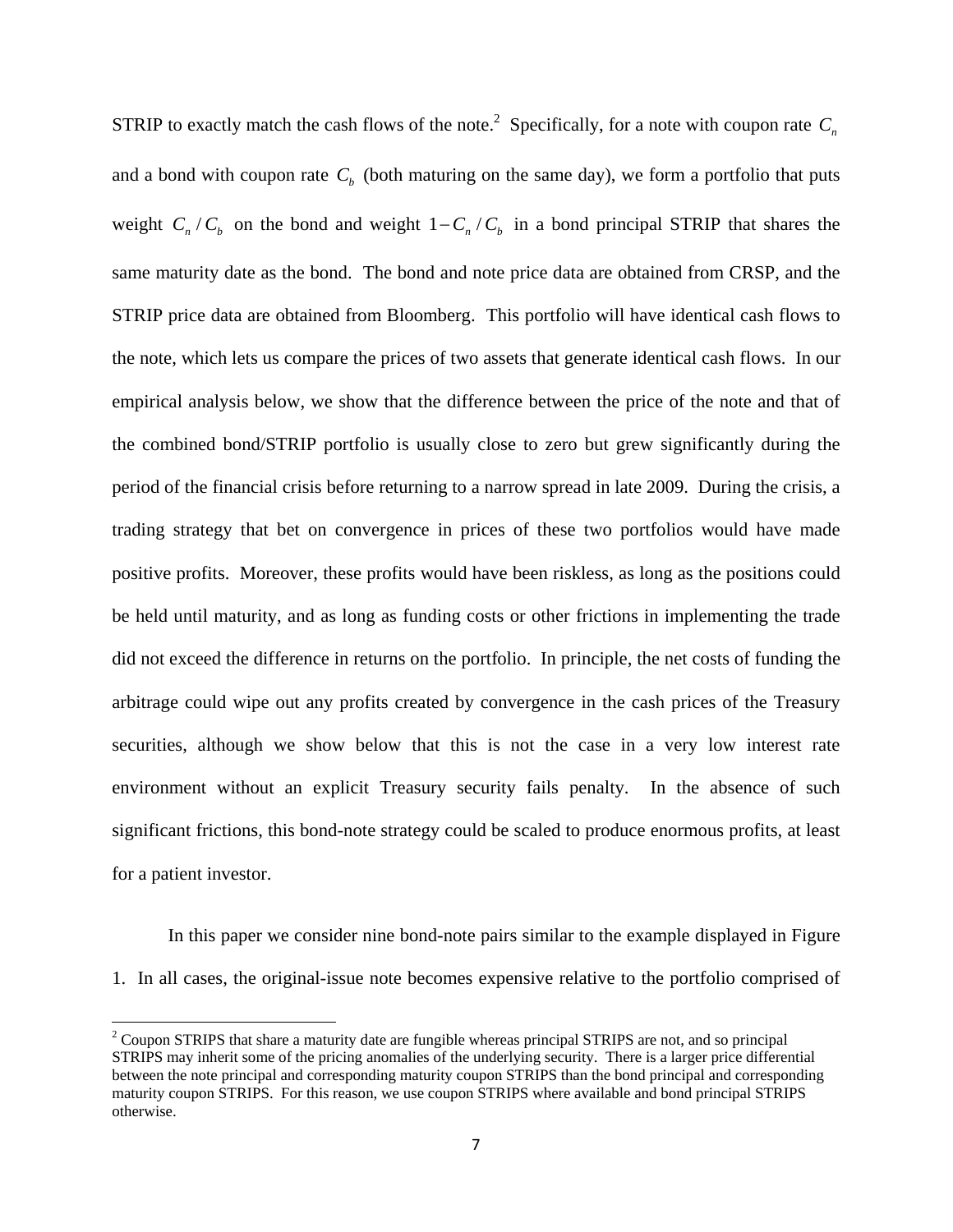STRIP to exactly match the cash flows of the note.[2] Specifically, for a note with coupon rate $C_n$ and a bond with coupon rate $C_b$ (both maturing on the same day), we form a portfolio that puts weight $C_n / C_b$ on the bond and weight $1 - C_n / C_b$ in a bond principal STRIP that shares the same maturity date as the bond. The bond and note price data are obtained from CRSP, and the STRIP price data are obtained from Bloomberg. This portfolio will have identical cash flows to the note, which lets us compare the prices of two assets that generate identical cash flows. In our empirical analysis below, we show that the difference between the price of the note and that of the combined bond/STRIP portfolio is usually close to zero but grew significantly during the period of the financial crisis before returning to a narrow spread in late 2009. During the crisis, a trading strategy that bet on convergence in prices of these two portfolios would have made positive profits. Moreover, these profits would have been riskless, as long as the positions could be held until maturity, and as long as funding costs or other frictions in implementing the trade did not exceed the difference in returns on the portfolio. In principle, the net costs of funding the arbitrage could wipe out any profits created by convergence in the cash prices of the Treasury securities, although we show below that this is not the case in a very low interest rate environment without an explicit Treasury security fails penalty. In the absence of such significant frictions, this bond-note strategy could be scaled to produce enormous profits, at least for a patient investor.

In this paper we consider nine bond-note pairs similar to the example displayed in Figure 1. In all cases, the original-issue note becomes expensive relative to the portfolio comprised of

[2] Coupon STRIPS that share a maturity date are fungible whereas principal STRIPS are not, and so principal STRIPS may inherit some of the pricing anomalies of the underlying security. There is a larger price differential between the note principal and corresponding maturity coupon STRIPS than the bond principal and corresponding maturity coupon STRIPS. For this reason, we use coupon STRIPS where available and bond principal STRIPS otherwise.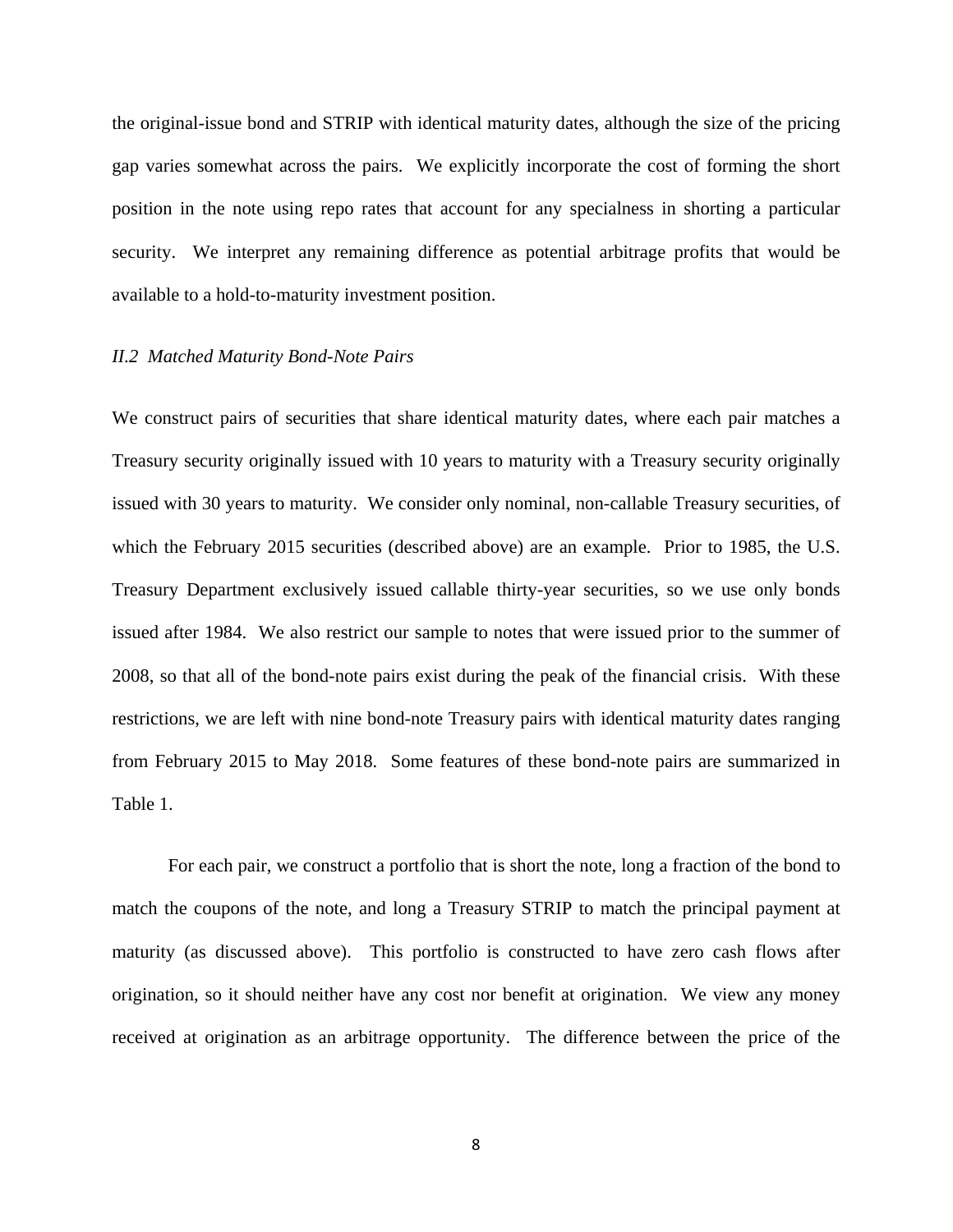the original-issue bond and STRIP with identical maturity dates, although the size of the pricing gap varies somewhat across the pairs. We explicitly incorporate the cost of forming the short position in the note using repo rates that account for any specialness in shorting a particular security. We interpret any remaining difference as potential arbitrage profits that would be available to a hold-to-maturity investment position.

### *II.2 Matched Maturity Bond-Note Pairs*

We construct pairs of securities that share identical maturity dates, where each pair matches a Treasury security originally issued with 10 years to maturity with a Treasury security originally issued with 30 years to maturity. We consider only nominal, non-callable Treasury securities, of which the February 2015 securities (described above) are an example. Prior to 1985, the U.S. Treasury Department exclusively issued callable thirty-year securities, so we use only bonds issued after 1984. We also restrict our sample to notes that were issued prior to the summer of 2008, so that all of the bond-note pairs exist during the peak of the financial crisis. With these restrictions, we are left with nine bond-note Treasury pairs with identical maturity dates ranging from February 2015 to May 2018. Some features of these bond-note pairs are summarized in Table 1.

For each pair, we construct a portfolio that is short the note, long a fraction of the bond to match the coupons of the note, and long a Treasury STRIP to match the principal payment at maturity (as discussed above). This portfolio is constructed to have zero cash flows after origination, so it should neither have any cost nor benefit at origination. We view any money received at origination as an arbitrage opportunity. The difference between the price of the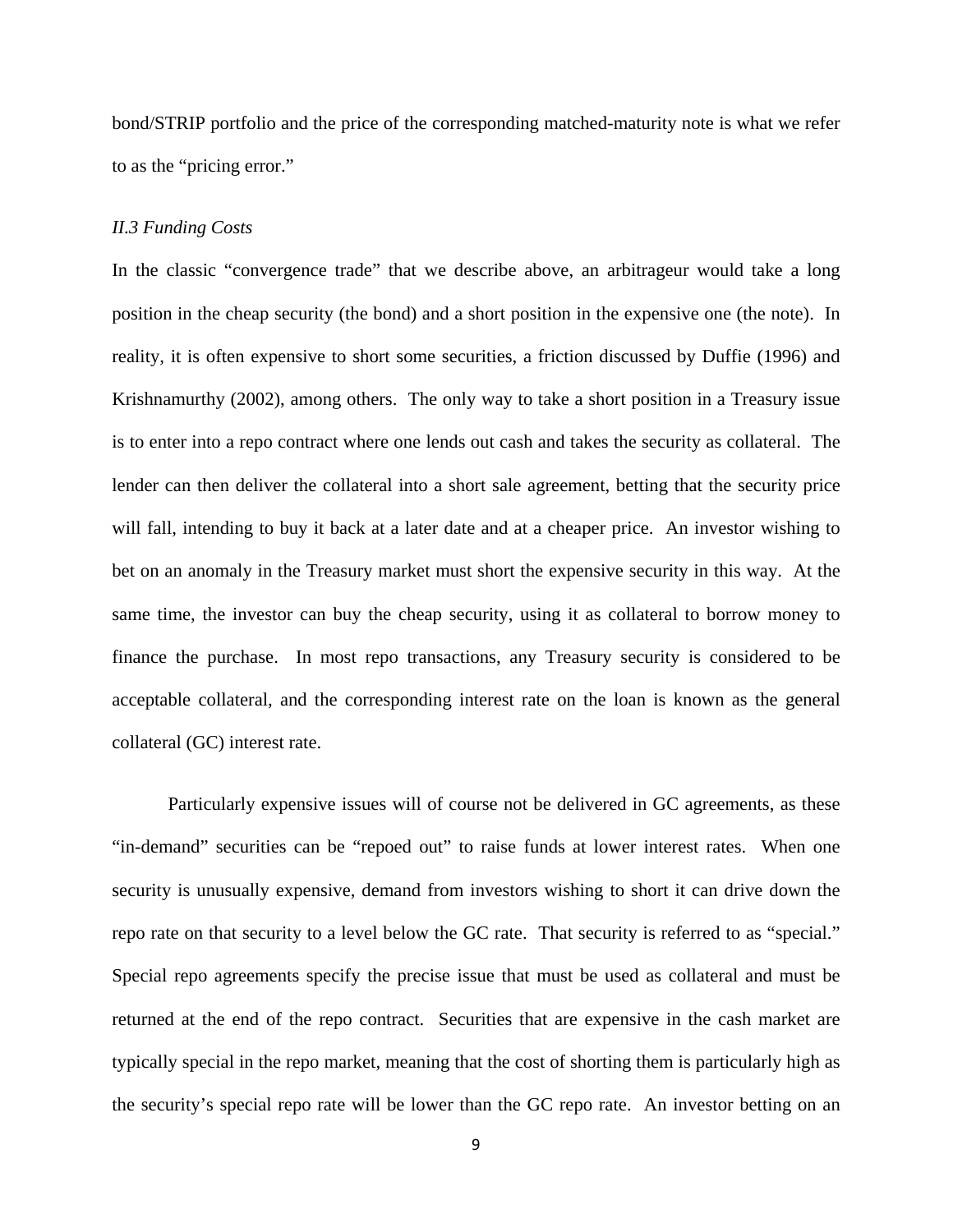bond/STRIP portfolio and the price of the corresponding matched-maturity note is what we refer to as the "pricing error."

### *II.3 Funding Costs*

In the classic "convergence trade" that we describe above, an arbitrageur would take a long position in the cheap security (the bond) and a short position in the expensive one (the note). In reality, it is often expensive to short some securities, a friction discussed by Duffie (1996) and Krishnamurthy (2002), among others. The only way to take a short position in a Treasury issue is to enter into a repo contract where one lends out cash and takes the security as collateral. The lender can then deliver the collateral into a short sale agreement, betting that the security price will fall, intending to buy it back at a later date and at a cheaper price. An investor wishing to bet on an anomaly in the Treasury market must short the expensive security in this way. At the same time, the investor can buy the cheap security, using it as collateral to borrow money to finance the purchase. In most repo transactions, any Treasury security is considered to be acceptable collateral, and the corresponding interest rate on the loan is known as the general collateral (GC) interest rate.

Particularly expensive issues will of course not be delivered in GC agreements, as these "in-demand" securities can be "repoed out" to raise funds at lower interest rates. When one security is unusually expensive, demand from investors wishing to short it can drive down the repo rate on that security to a level below the GC rate. That security is referred to as "special." Special repo agreements specify the precise issue that must be used as collateral and must be returned at the end of the repo contract. Securities that are expensive in the cash market are typically special in the repo market, meaning that the cost of shorting them is particularly high as the security's special repo rate will be lower than the GC repo rate. An investor betting on an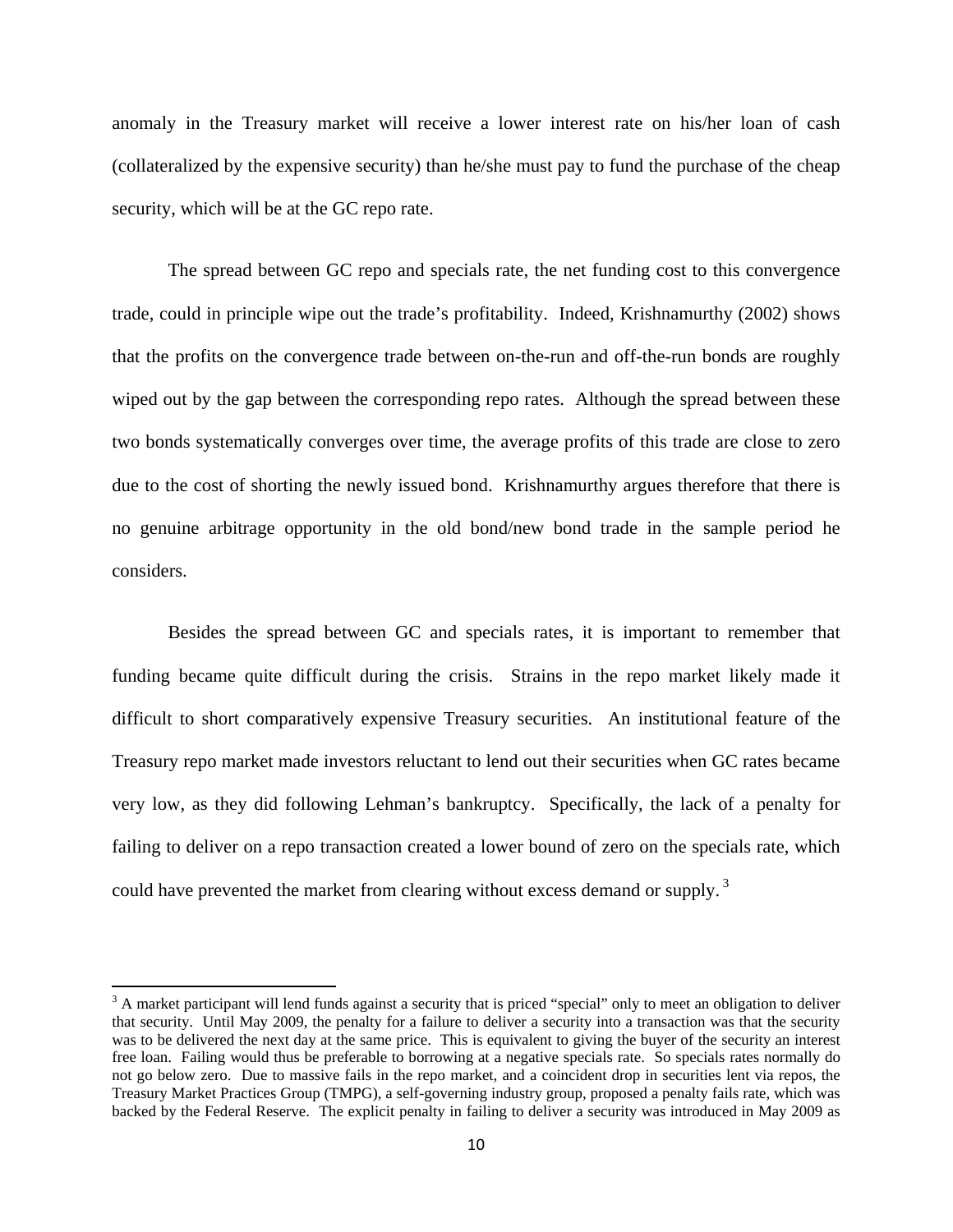anomaly in the Treasury market will receive a lower interest rate on his/her loan of cash (collateralized by the expensive security) than he/she must pay to fund the purchase of the cheap security, which will be at the GC repo rate.

The spread between GC repo and specials rate, the net funding cost to this convergence trade, could in principle wipe out the trade's profitability. Indeed, Krishnamurthy (2002) shows that the profits on the convergence trade between on-the-run and off-the-run bonds are roughly wiped out by the gap between the corresponding repo rates. Although the spread between these two bonds systematically converges over time, the average profits of this trade are close to zero due to the cost of shorting the newly issued bond. Krishnamurthy argues therefore that there is no genuine arbitrage opportunity in the old bond/new bond trade in the sample period he considers.

Besides the spread between GC and specials rates, it is important to remember that funding became quite difficult during the crisis. Strains in the repo market likely made it difficult to short comparatively expensive Treasury securities. An institutional feature of the Treasury repo market made investors reluctant to lend out their securities when GC rates became very low, as they did following Lehman's bankruptcy. Specifically, the lack of a penalty for failing to deliver on a repo transaction created a lower bound of zero on the specials rate, which could have prevented the market from clearing without excess demand or supply.[3]

---

[3] A market participant will lend funds against a security that is priced "special" only to meet an obligation to deliver that security. Until May 2009, the penalty for a failure to deliver a security into a transaction was that the security was to be delivered the next day at the same price. This is equivalent to giving the buyer of the security an interest free loan. Failing would thus be preferable to borrowing at a negative specials rate. So specials rates normally do not go below zero. Due to massive fails in the repo market, and a coincident drop in securities lent via repos, the Treasury Market Practices Group (TMPG), a self-governing industry group, proposed a penalty fails rate, which was backed by the Federal Reserve. The explicit penalty in failing to deliver a security was introduced in May 2009 as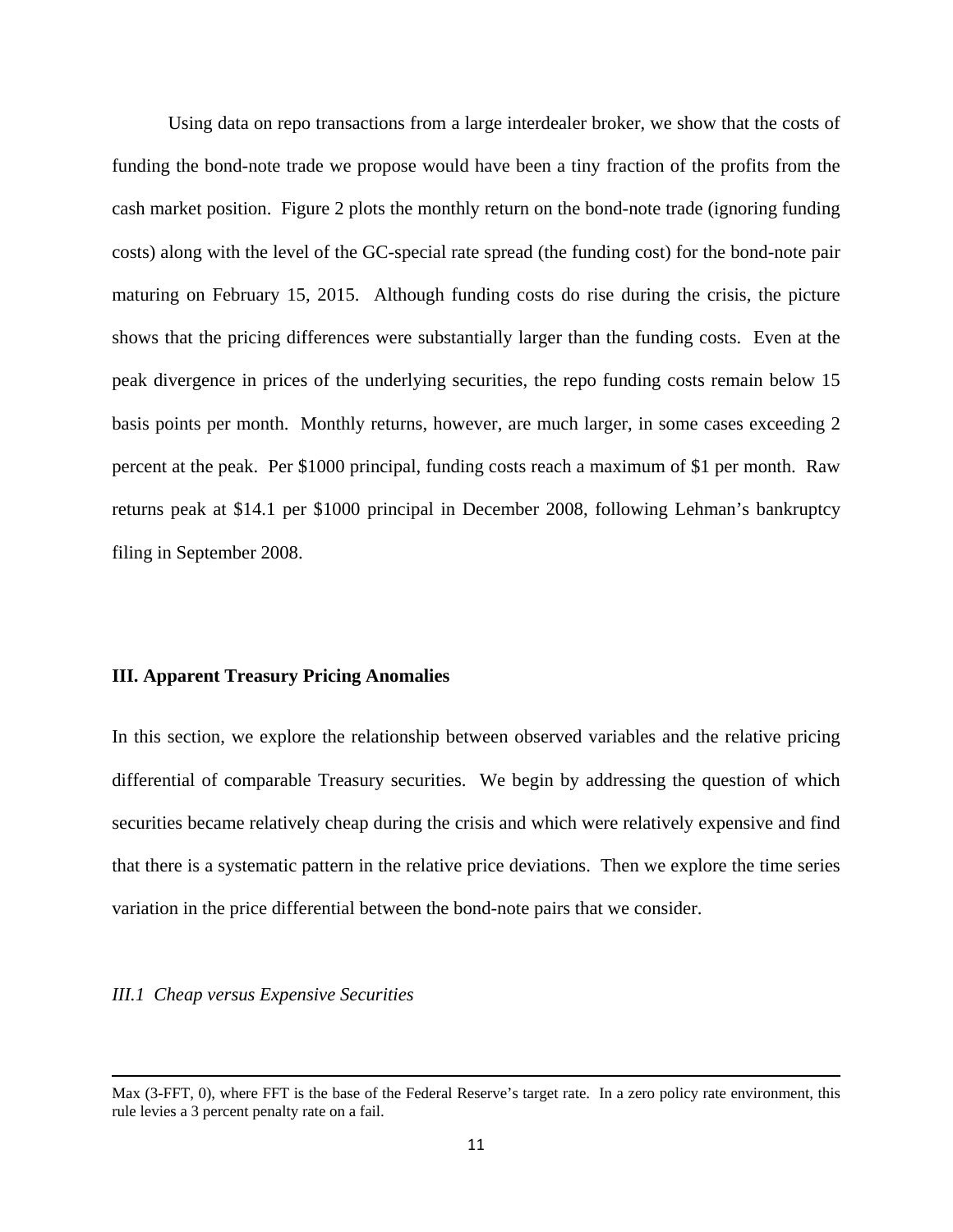Using data on repo transactions from a large interdealer broker, we show that the costs of funding the bond-note trade we propose would have been a tiny fraction of the profits from the cash market position. Figure 2 plots the monthly return on the bond-note trade (ignoring funding costs) along with the level of the GC-special rate spread (the funding cost) for the bond-note pair maturing on February 15, 2015. Although funding costs do rise during the crisis, the picture shows that the pricing differences were substantially larger than the funding costs. Even at the peak divergence in prices of the underlying securities, the repo funding costs remain below 15 basis points per month. Monthly returns, however, are much larger, in some cases exceeding 2 percent at the peak. Per $1000 principal, funding costs reach a maximum of $1 per month. Raw returns peak at $14.1 per $1000 principal in December 2008, following Lehman's bankruptcy filing in September 2008.

## III. Apparent Treasury Pricing Anomalies

In this section, we explore the relationship between observed variables and the relative pricing differential of comparable Treasury securities. We begin by addressing the question of which securities became relatively cheap during the crisis and which were relatively expensive and find that there is a systematic pattern in the relative price deviations. Then we explore the time series variation in the price differential between the bond-note pairs that we consider.

### *III.1 Cheap versus Expensive Securities*

---

Max (3-FFT, 0), where FFT is the base of the Federal Reserve's target rate. In a zero policy rate environment, this rule levies a 3 percent penalty rate on a fail.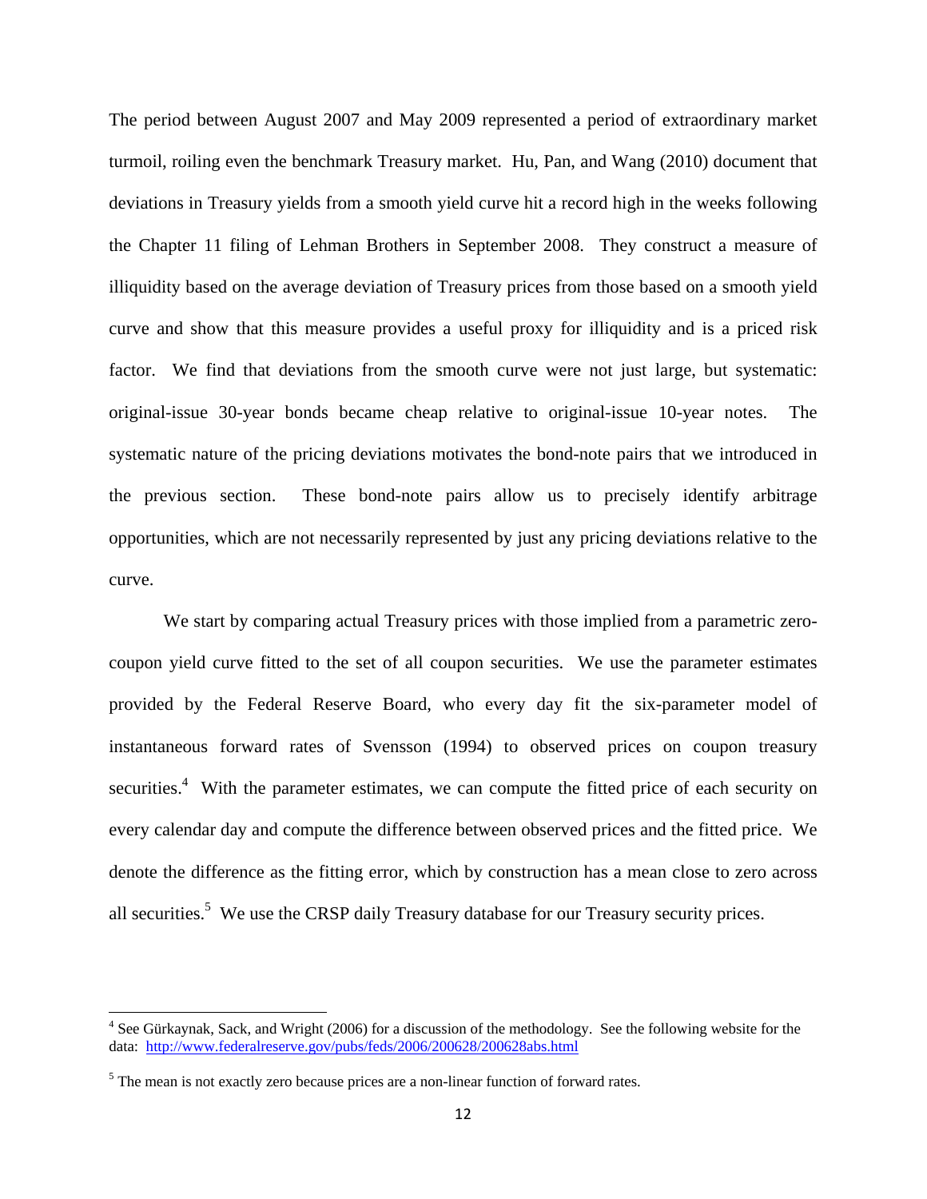The period between August 2007 and May 2009 represented a period of extraordinary market turmoil, roiling even the benchmark Treasury market. Hu, Pan, and Wang (2010) document that deviations in Treasury yields from a smooth yield curve hit a record high in the weeks following the Chapter 11 filing of Lehman Brothers in September 2008. They construct a measure of illiquidity based on the average deviation of Treasury prices from those based on a smooth yield curve and show that this measure provides a useful proxy for illiquidity and is a priced risk factor. We find that deviations from the smooth curve were not just large, but systematic: original-issue 30-year bonds became cheap relative to original-issue 10-year notes. The systematic nature of the pricing deviations motivates the bond-note pairs that we introduced in the previous section. These bond-note pairs allow us to precisely identify arbitrage opportunities, which are not necessarily represented by just any pricing deviations relative to the curve.

We start by comparing actual Treasury prices with those implied from a parametric zero-coupon yield curve fitted to the set of all coupon securities. We use the parameter estimates provided by the Federal Reserve Board, who every day fit the six-parameter model of instantaneous forward rates of Svensson (1994) to observed prices on coupon treasury securities.[4] With the parameter estimates, we can compute the fitted price of each security on every calendar day and compute the difference between observed prices and the fitted price. We denote the difference as the fitting error, which by construction has a mean close to zero across all securities.[5] We use the CRSP daily Treasury database for our Treasury security prices.

---

[4] See Gürkaynak, Sack, and Wright (2006) for a discussion of the methodology. See the following website for the data: http://www.federalreserve.gov/pubs/feds/2006/200628/200628abs.html

[5] The mean is not exactly zero because prices are a non-linear function of forward rates.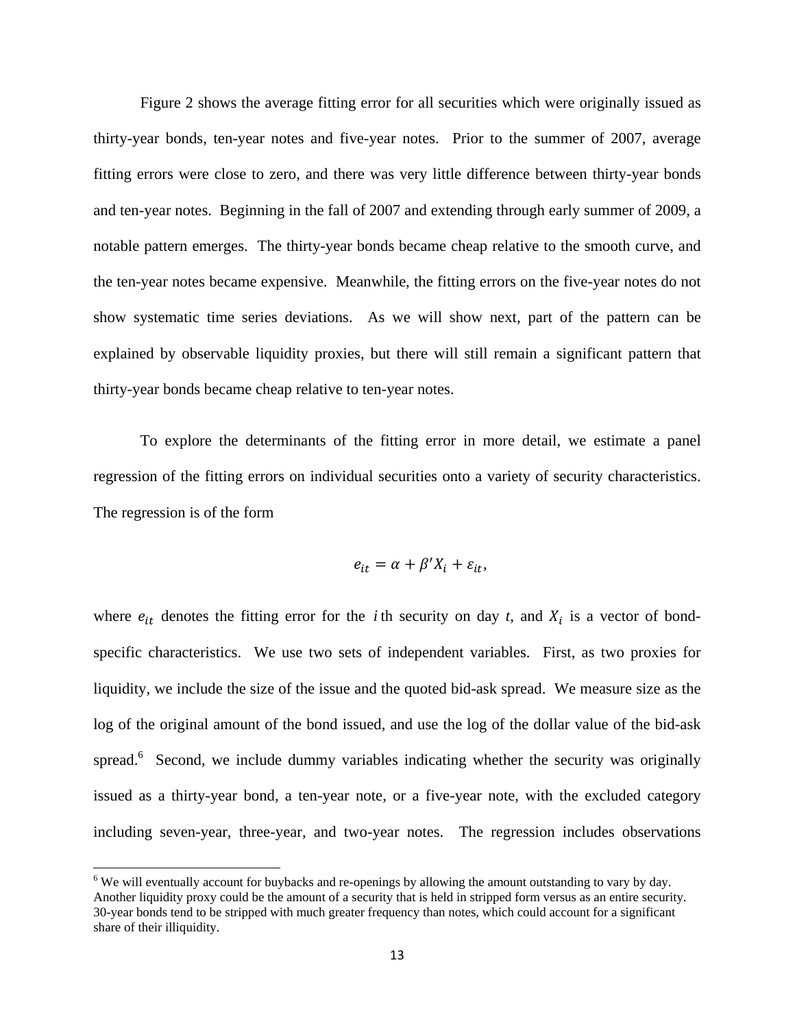Figure 2 shows the average fitting error for all securities which were originally issued as thirty-year bonds, ten-year notes and five-year notes. Prior to the summer of 2007, average fitting errors were close to zero, and there was very little difference between thirty-year bonds and ten-year notes. Beginning in the fall of 2007 and extending through early summer of 2009, a notable pattern emerges. The thirty-year bonds became cheap relative to the smooth curve, and the ten-year notes became expensive. Meanwhile, the fitting errors on the five-year notes do not show systematic time series deviations. As we will show next, part of the pattern can be explained by observable liquidity proxies, but there will still remain a significant pattern that thirty-year bonds became cheap relative to ten-year notes.

To explore the determinants of the fitting error in more detail, we estimate a panel regression of the fitting errors on individual securities onto a variety of security characteristics. The regression is of the form

$$e_{it} = \alpha + \beta' X_i + \varepsilon_{it},$$

where $e_{it}$ denotes the fitting error for the $i$th security on day $t$, and $X_i$ is a vector of bond-specific characteristics. We use two sets of independent variables. First, as two proxies for liquidity, we include the size of the issue and the quoted bid-ask spread. We measure size as the log of the original amount of the bond issued, and use the log of the dollar value of the bid-ask spread.[6] Second, we include dummy variables indicating whether the security was originally issued as a thirty-year bond, a ten-year note, or a five-year note, with the excluded category including seven-year, three-year, and two-year notes. The regression includes observations

[6] We will eventually account for buybacks and re-openings by allowing the amount outstanding to vary by day. Another liquidity proxy could be the amount of a security that is held in stripped form versus as an entire security. 30-year bonds tend to be stripped with much greater frequency than notes, which could account for a significant share of their illiquidity.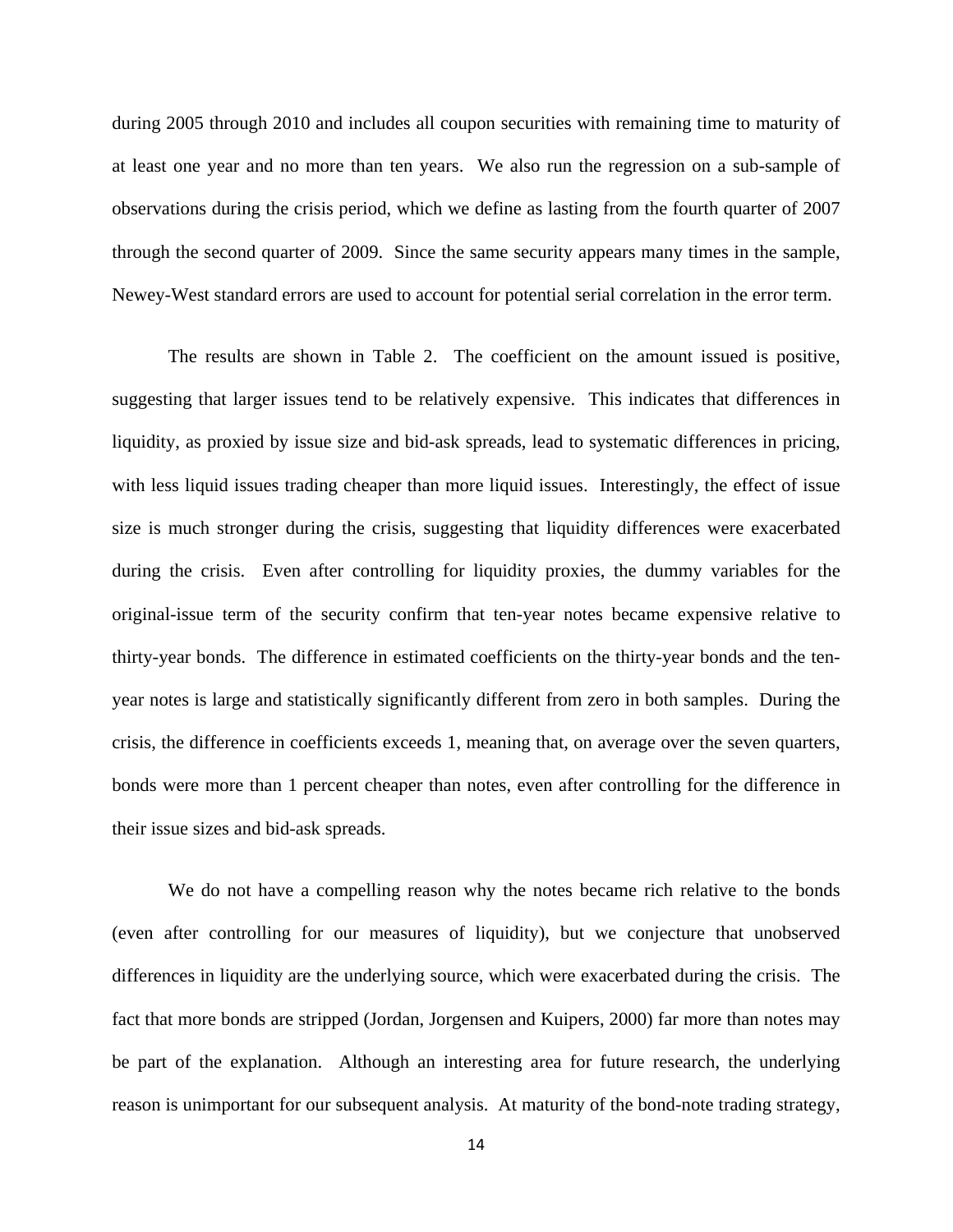during 2005 through 2010 and includes all coupon securities with remaining time to maturity of at least one year and no more than ten years. We also run the regression on a sub-sample of observations during the crisis period, which we define as lasting from the fourth quarter of 2007 through the second quarter of 2009. Since the same security appears many times in the sample, Newey-West standard errors are used to account for potential serial correlation in the error term.

The results are shown in Table 2. The coefficient on the amount issued is positive, suggesting that larger issues tend to be relatively expensive. This indicates that differences in liquidity, as proxied by issue size and bid-ask spreads, lead to systematic differences in pricing, with less liquid issues trading cheaper than more liquid issues. Interestingly, the effect of issue size is much stronger during the crisis, suggesting that liquidity differences were exacerbated during the crisis. Even after controlling for liquidity proxies, the dummy variables for the original-issue term of the security confirm that ten-year notes became expensive relative to thirty-year bonds. The difference in estimated coefficients on the thirty-year bonds and the ten-year notes is large and statistically significantly different from zero in both samples. During the crisis, the difference in coefficients exceeds 1, meaning that, on average over the seven quarters, bonds were more than 1 percent cheaper than notes, even after controlling for the difference in their issue sizes and bid-ask spreads.

We do not have a compelling reason why the notes became rich relative to the bonds (even after controlling for our measures of liquidity), but we conjecture that unobserved differences in liquidity are the underlying source, which were exacerbated during the crisis. The fact that more bonds are stripped (Jordan, Jorgensen and Kuipers, 2000) far more than notes may be part of the explanation. Although an interesting area for future research, the underlying reason is unimportant for our subsequent analysis. At maturity of the bond-note trading strategy,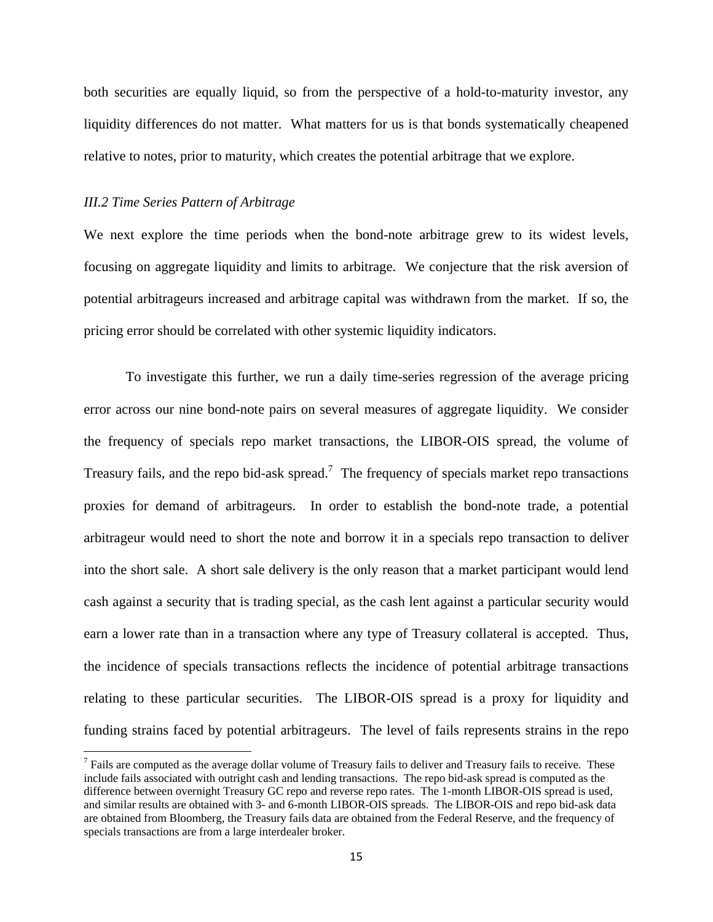both securities are equally liquid, so from the perspective of a hold-to-maturity investor, any liquidity differences do not matter. What matters for us is that bonds systematically cheapened relative to notes, prior to maturity, which creates the potential arbitrage that we explore.

### *III.2 Time Series Pattern of Arbitrage*

We next explore the time periods when the bond-note arbitrage grew to its widest levels, focusing on aggregate liquidity and limits to arbitrage. We conjecture that the risk aversion of potential arbitrageurs increased and arbitrage capital was withdrawn from the market. If so, the pricing error should be correlated with other systemic liquidity indicators.

To investigate this further, we run a daily time-series regression of the average pricing error across our nine bond-note pairs on several measures of aggregate liquidity. We consider the frequency of specials repo market transactions, the LIBOR-OIS spread, the volume of Treasury fails, and the repo bid-ask spread.[7] The frequency of specials market repo transactions proxies for demand of arbitrageurs. In order to establish the bond-note trade, a potential arbitrageur would need to short the note and borrow it in a specials repo transaction to deliver into the short sale. A short sale delivery is the only reason that a market participant would lend cash against a security that is trading special, as the cash lent against a particular security would earn a lower rate than in a transaction where any type of Treasury collateral is accepted. Thus, the incidence of specials transactions reflects the incidence of potential arbitrage transactions relating to these particular securities. The LIBOR-OIS spread is a proxy for liquidity and funding strains faced by potential arbitrageurs. The level of fails represents strains in the repo

[7] Fails are computed as the average dollar volume of Treasury fails to deliver and Treasury fails to receive. These include fails associated with outright cash and lending transactions. The repo bid-ask spread is computed as the difference between overnight Treasury GC repo and reverse repo rates. The 1-month LIBOR-OIS spread is used, and similar results are obtained with 3- and 6-month LIBOR-OIS spreads. The LIBOR-OIS and repo bid-ask data are obtained from Bloomberg, the Treasury fails data are obtained from the Federal Reserve, and the frequency of specials transactions are from a large interdealer broker.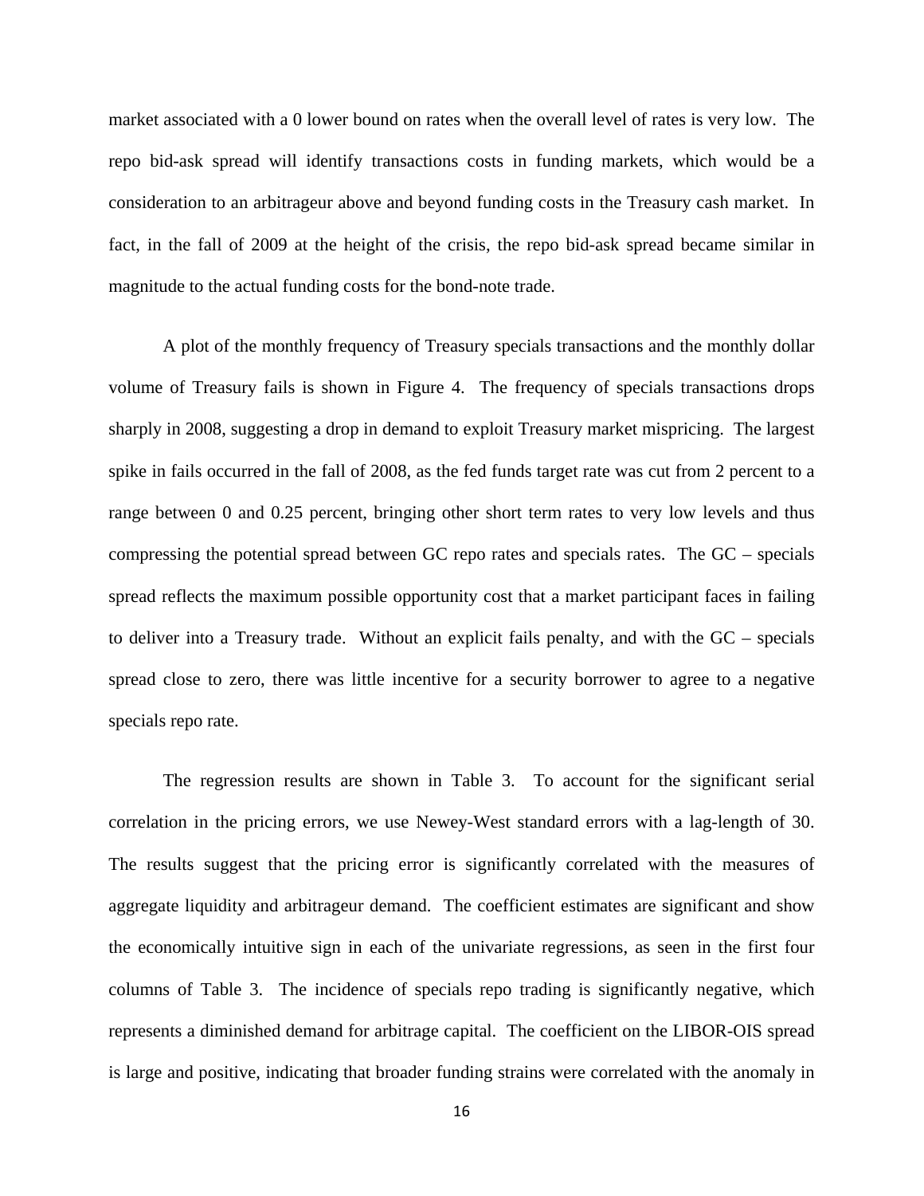market associated with a 0 lower bound on rates when the overall level of rates is very low. The repo bid-ask spread will identify transactions costs in funding markets, which would be a consideration to an arbitrageur above and beyond funding costs in the Treasury cash market. In fact, in the fall of 2009 at the height of the crisis, the repo bid-ask spread became similar in magnitude to the actual funding costs for the bond-note trade.

A plot of the monthly frequency of Treasury specials transactions and the monthly dollar volume of Treasury fails is shown in Figure 4. The frequency of specials transactions drops sharply in 2008, suggesting a drop in demand to exploit Treasury market mispricing. The largest spike in fails occurred in the fall of 2008, as the fed funds target rate was cut from 2 percent to a range between 0 and 0.25 percent, bringing other short term rates to very low levels and thus compressing the potential spread between GC repo rates and specials rates. The GC – specials spread reflects the maximum possible opportunity cost that a market participant faces in failing to deliver into a Treasury trade. Without an explicit fails penalty, and with the GC – specials spread close to zero, there was little incentive for a security borrower to agree to a negative specials repo rate.

The regression results are shown in Table 3. To account for the significant serial correlation in the pricing errors, we use Newey-West standard errors with a lag-length of 30. The results suggest that the pricing error is significantly correlated with the measures of aggregate liquidity and arbitrageur demand. The coefficient estimates are significant and show the economically intuitive sign in each of the univariate regressions, as seen in the first four columns of Table 3. The incidence of specials repo trading is significantly negative, which represents a diminished demand for arbitrage capital. The coefficient on the LIBOR-OIS spread is large and positive, indicating that broader funding strains were correlated with the anomaly in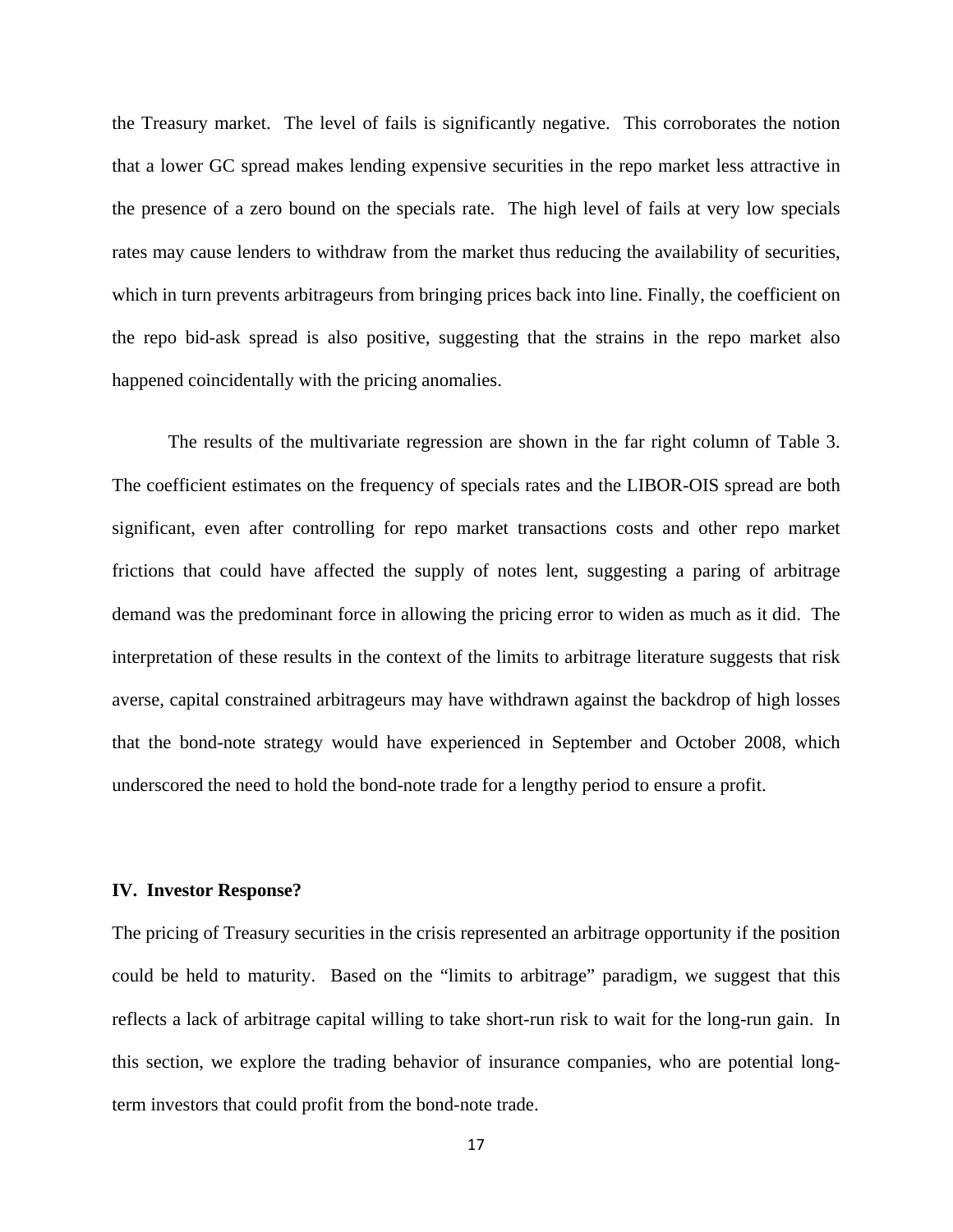the Treasury market. The level of fails is significantly negative. This corroborates the notion that a lower GC spread makes lending expensive securities in the repo market less attractive in the presence of a zero bound on the specials rate. The high level of fails at very low specials rates may cause lenders to withdraw from the market thus reducing the availability of securities, which in turn prevents arbitrageurs from bringing prices back into line. Finally, the coefficient on the repo bid-ask spread is also positive, suggesting that the strains in the repo market also happened coincidentally with the pricing anomalies.

The results of the multivariate regression are shown in the far right column of Table 3. The coefficient estimates on the frequency of specials rates and the LIBOR-OIS spread are both significant, even after controlling for repo market transactions costs and other repo market frictions that could have affected the supply of notes lent, suggesting a paring of arbitrage demand was the predominant force in allowing the pricing error to widen as much as it did. The interpretation of these results in the context of the limits to arbitrage literature suggests that risk averse, capital constrained arbitrageurs may have withdrawn against the backdrop of high losses that the bond-note strategy would have experienced in September and October 2008, which underscored the need to hold the bond-note trade for a lengthy period to ensure a profit.

## IV. Investor Response?

The pricing of Treasury securities in the crisis represented an arbitrage opportunity if the position could be held to maturity. Based on the "limits to arbitrage" paradigm, we suggest that this reflects a lack of arbitrage capital willing to take short-run risk to wait for the long-run gain. In this section, we explore the trading behavior of insurance companies, who are potential long-term investors that could profit from the bond-note trade.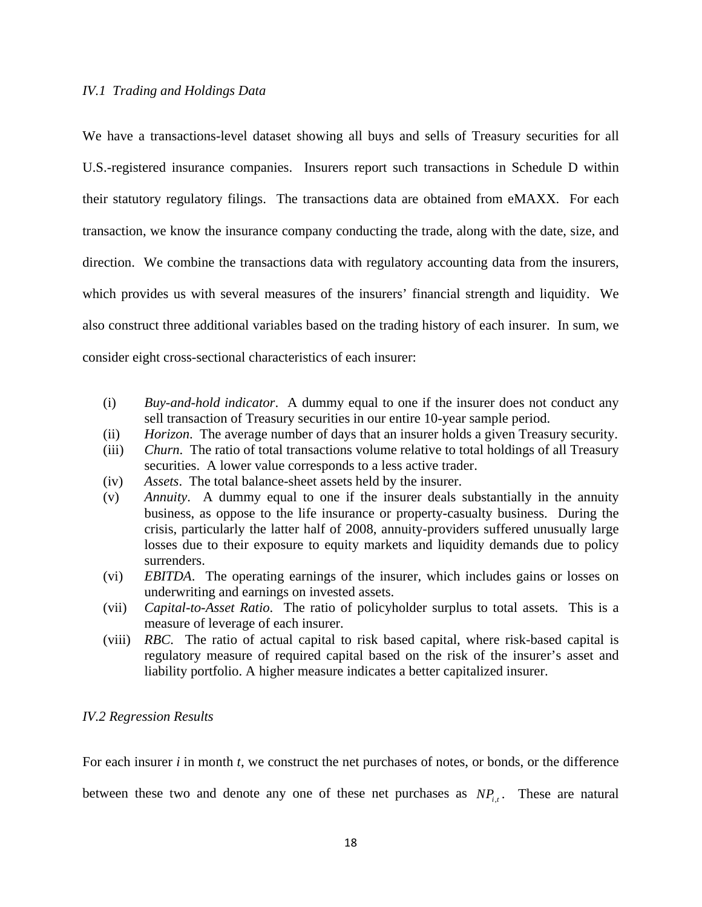### *IV.1 Trading and Holdings Data*

We have a transactions-level dataset showing all buys and sells of Treasury securities for all U.S.-registered insurance companies. Insurers report such transactions in Schedule D within their statutory regulatory filings. The transactions data are obtained from eMAXX. For each transaction, we know the insurance company conducting the trade, along with the date, size, and direction. We combine the transactions data with regulatory accounting data from the insurers, which provides us with several measures of the insurers' financial strength and liquidity. We also construct three additional variables based on the trading history of each insurer. In sum, we consider eight cross-sectional characteristics of each insurer:

(i) *Buy-and-hold indicator*. A dummy equal to one if the insurer does not conduct any sell transaction of Treasury securities in our entire 10-year sample period.

(ii) *Horizon*. The average number of days that an insurer holds a given Treasury security.

(iii) *Churn*. The ratio of total transactions volume relative to total holdings of all Treasury securities. A lower value corresponds to a less active trader.

(iv) *Assets*. The total balance-sheet assets held by the insurer.

(v) *Annuity*. A dummy equal to one if the insurer deals substantially in the annuity business, as oppose to the life insurance or property-casualty business. During the crisis, particularly the latter half of 2008, annuity-providers suffered unusually large losses due to their exposure to equity markets and liquidity demands due to policy surrenders.

(vi) *EBITDA*. The operating earnings of the insurer, which includes gains or losses on underwriting and earnings on invested assets.

(vii) *Capital-to-Asset Ratio*. The ratio of policyholder surplus to total assets. This is a measure of leverage of each insurer.

(viii) *RBC*. The ratio of actual capital to risk based capital, where risk-based capital is regulatory measure of required capital based on the risk of the insurer's asset and liability portfolio. A higher measure indicates a better capitalized insurer.

### *IV.2 Regression Results*

For each insurer *i* in month *t*, we construct the net purchases of notes, or bonds, or the difference between these two and denote any one of these net purchases as $NP_{i,t}$. These are natural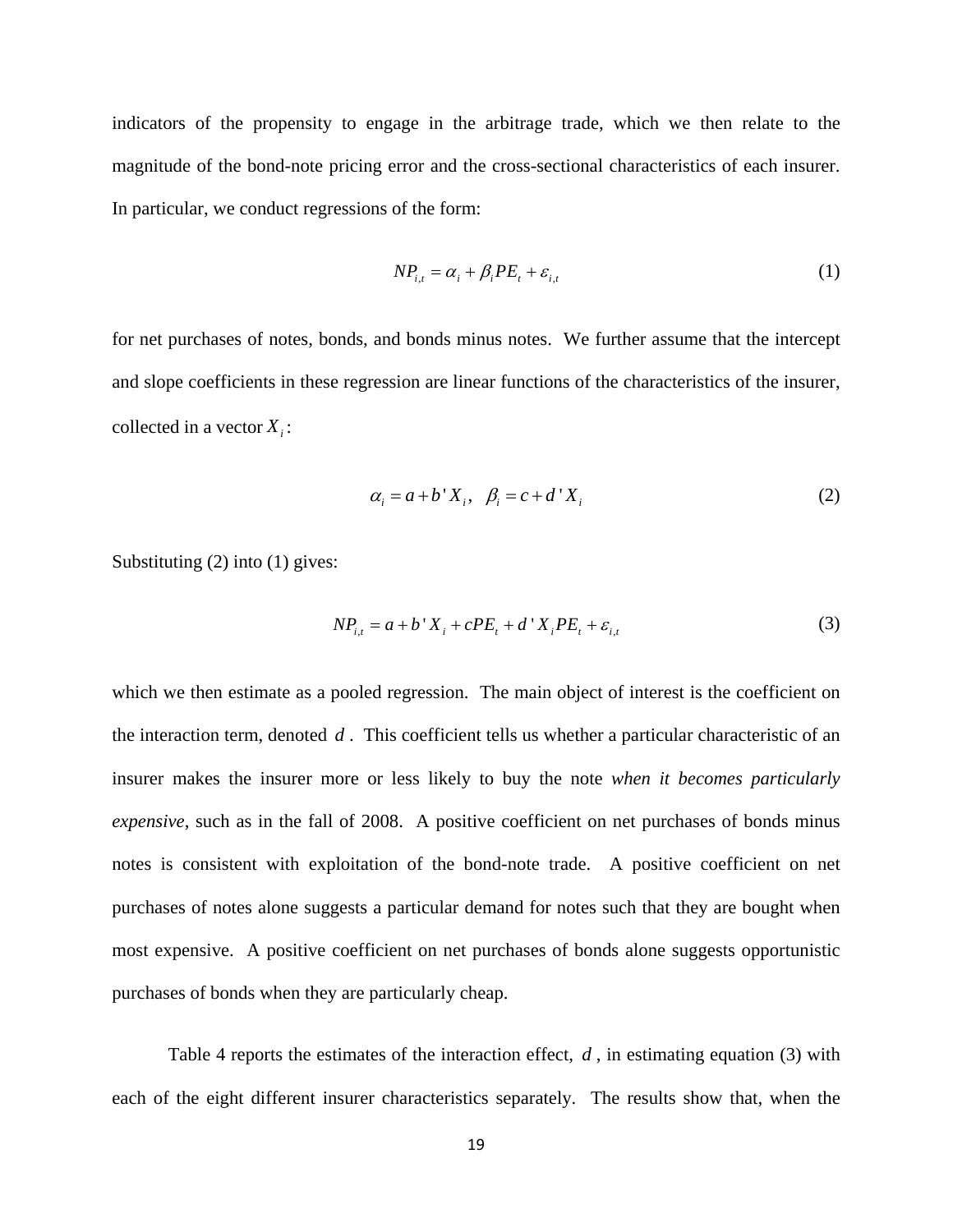indicators of the propensity to engage in the arbitrage trade, which we then relate to the magnitude of the bond-note pricing error and the cross-sectional characteristics of each insurer. In particular, we conduct regressions of the form:

$$NP_{i,t} = \alpha_i + \beta_i PE_t + \varepsilon_{i,t} \tag{1}$$

for net purchases of notes, bonds, and bonds minus notes. We further assume that the intercept and slope coefficients in these regression are linear functions of the characteristics of the insurer, collected in a vector $X_i$:

$$\alpha_i = a + b' X_i, \quad \beta_i = c + d' X_i \tag{2}$$

Substituting (2) into (1) gives:

$$NP_{i,t} = a + b' X_i + cPE_t + d' X_i PE_t + \varepsilon_{i,t} \tag{3}$$

which we then estimate as a pooled regression. The main object of interest is the coefficient on the interaction term, denoted $d$. This coefficient tells us whether a particular characteristic of an insurer makes the insurer more or less likely to buy the note *when it becomes particularly expensive*, such as in the fall of 2008. A positive coefficient on net purchases of bonds minus notes is consistent with exploitation of the bond-note trade. A positive coefficient on net purchases of notes alone suggests a particular demand for notes such that they are bought when most expensive. A positive coefficient on net purchases of bonds alone suggests opportunistic purchases of bonds when they are particularly cheap.

Table 4 reports the estimates of the interaction effect, $d$, in estimating equation (3) with each of the eight different insurer characteristics separately. The results show that, when the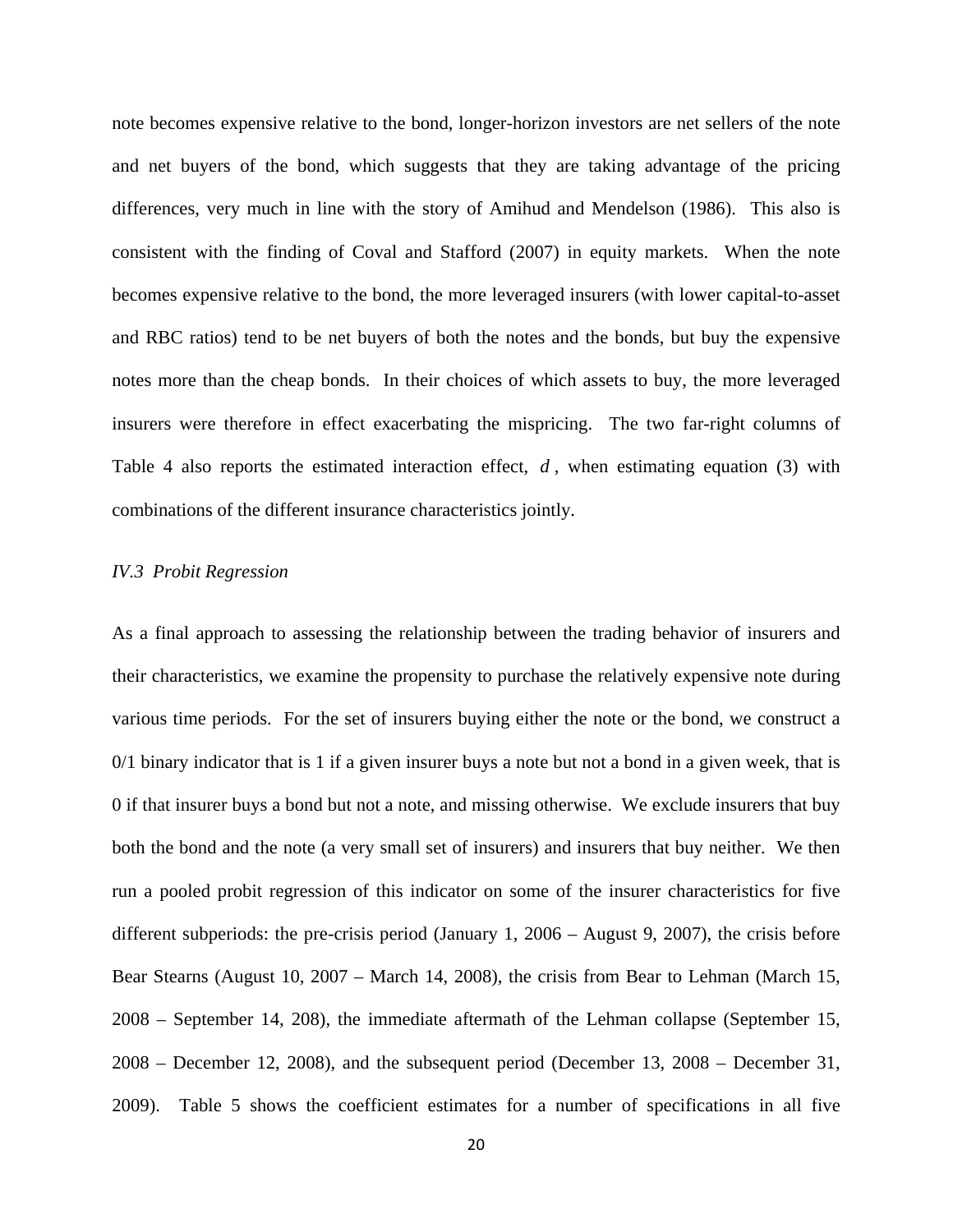note becomes expensive relative to the bond, longer-horizon investors are net sellers of the note and net buyers of the bond, which suggests that they are taking advantage of the pricing differences, very much in line with the story of Amihud and Mendelson (1986). This also is consistent with the finding of Coval and Stafford (2007) in equity markets. When the note becomes expensive relative to the bond, the more leveraged insurers (with lower capital-to-asset and RBC ratios) tend to be net buyers of both the notes and the bonds, but buy the expensive notes more than the cheap bonds. In their choices of which assets to buy, the more leveraged insurers were therefore in effect exacerbating the mispricing. The two far-right columns of Table 4 also reports the estimated interaction effect, $d$, when estimating equation (3) with combinations of the different insurance characteristics jointly.

### *IV.3 Probit Regression*

As a final approach to assessing the relationship between the trading behavior of insurers and their characteristics, we examine the propensity to purchase the relatively expensive note during various time periods. For the set of insurers buying either the note or the bond, we construct a 0/1 binary indicator that is 1 if a given insurer buys a note but not a bond in a given week, that is 0 if that insurer buys a bond but not a note, and missing otherwise. We exclude insurers that buy both the bond and the note (a very small set of insurers) and insurers that buy neither. We then run a pooled probit regression of this indicator on some of the insurer characteristics for five different subperiods: the pre-crisis period (January 1, 2006 – August 9, 2007), the crisis before Bear Stearns (August 10, 2007 – March 14, 2008), the crisis from Bear to Lehman (March 15, 2008 – September 14, 208), the immediate aftermath of the Lehman collapse (September 15, 2008 – December 12, 2008), and the subsequent period (December 13, 2008 – December 31, 2009). Table 5 shows the coefficient estimates for a number of specifications in all five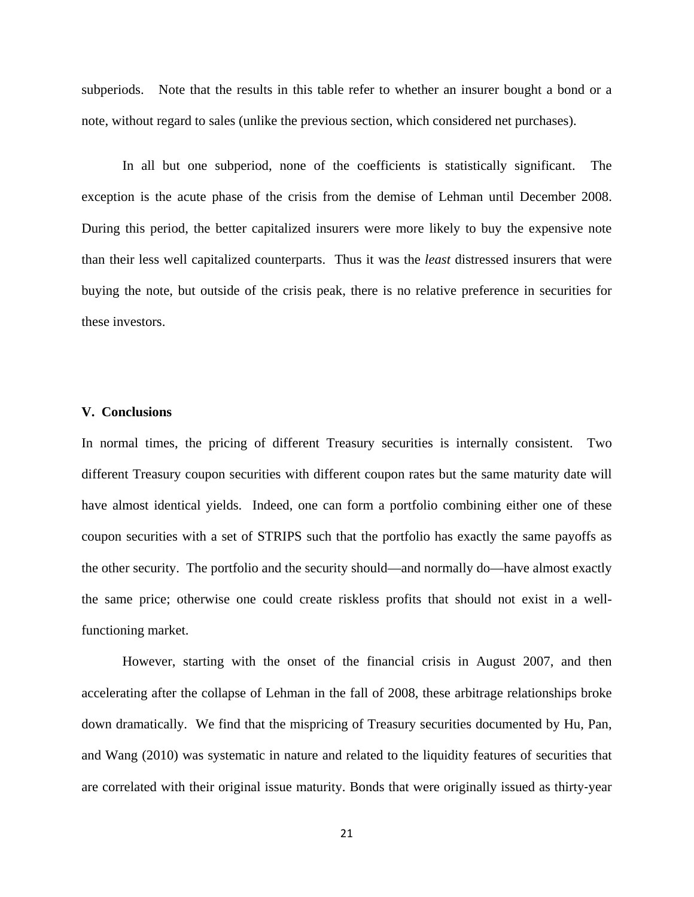subperiods. Note that the results in this table refer to whether an insurer bought a bond or a note, without regard to sales (unlike the previous section, which considered net purchases).

In all but one subperiod, none of the coefficients is statistically significant. The exception is the acute phase of the crisis from the demise of Lehman until December 2008. During this period, the better capitalized insurers were more likely to buy the expensive note than their less well capitalized counterparts. Thus it was the *least* distressed insurers that were buying the note, but outside of the crisis peak, there is no relative preference in securities for these investors.

## V. Conclusions

In normal times, the pricing of different Treasury securities is internally consistent. Two different Treasury coupon securities with different coupon rates but the same maturity date will have almost identical yields. Indeed, one can form a portfolio combining either one of these coupon securities with a set of STRIPS such that the portfolio has exactly the same payoffs as the other security. The portfolio and the security should—and normally do—have almost exactly the same price; otherwise one could create riskless profits that should not exist in a well-functioning market.

However, starting with the onset of the financial crisis in August 2007, and then accelerating after the collapse of Lehman in the fall of 2008, these arbitrage relationships broke down dramatically. We find that the mispricing of Treasury securities documented by Hu, Pan, and Wang (2010) was systematic in nature and related to the liquidity features of securities that are correlated with their original issue maturity. Bonds that were originally issued as thirty-year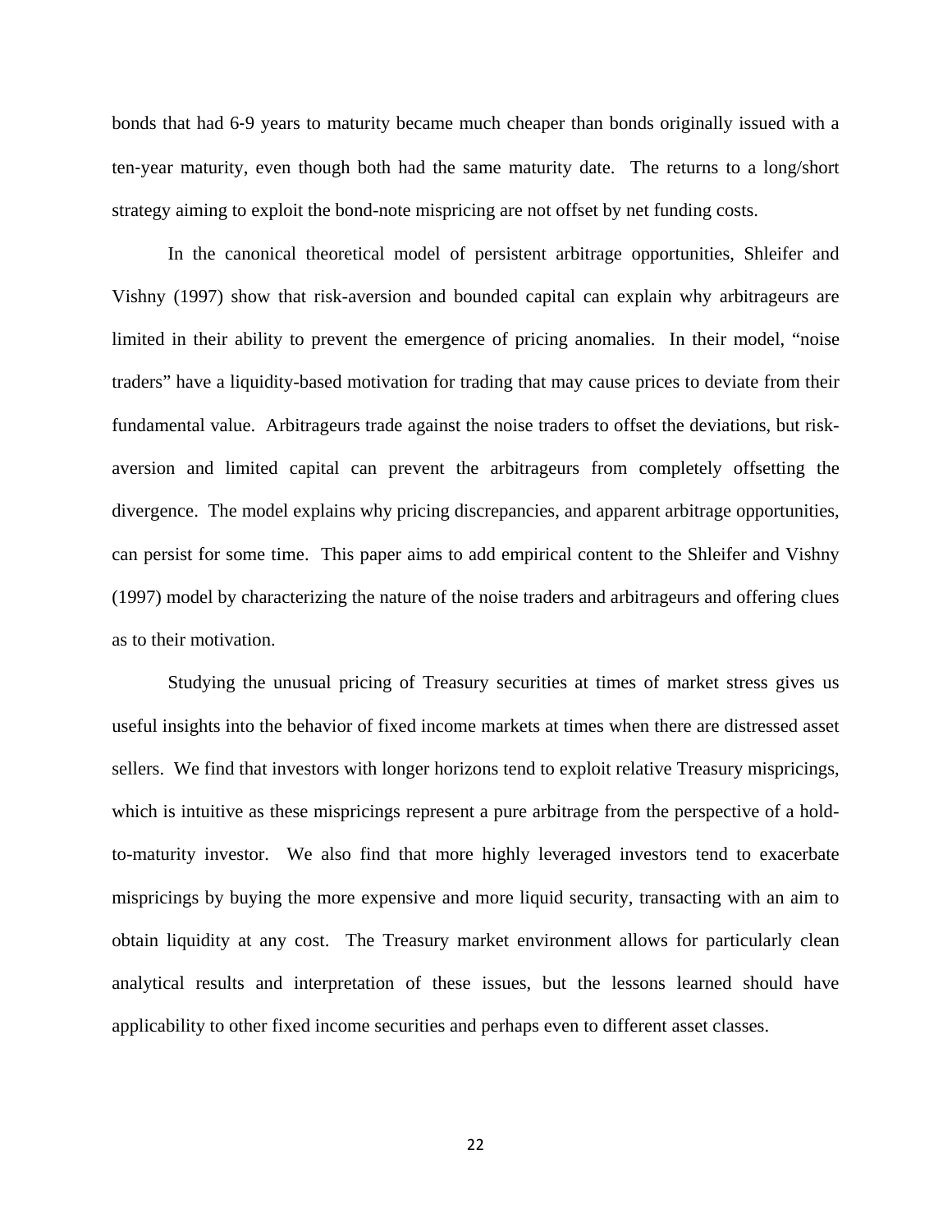bonds that had 6-9 years to maturity became much cheaper than bonds originally issued with a ten-year maturity, even though both had the same maturity date. The returns to a long/short strategy aiming to exploit the bond-note mispricing are not offset by net funding costs.

In the canonical theoretical model of persistent arbitrage opportunities, Shleifer and Vishny (1997) show that risk-aversion and bounded capital can explain why arbitrageurs are limited in their ability to prevent the emergence of pricing anomalies. In their model, "noise traders" have a liquidity-based motivation for trading that may cause prices to deviate from their fundamental value. Arbitrageurs trade against the noise traders to offset the deviations, but risk-aversion and limited capital can prevent the arbitrageurs from completely offsetting the divergence. The model explains why pricing discrepancies, and apparent arbitrage opportunities, can persist for some time. This paper aims to add empirical content to the Shleifer and Vishny (1997) model by characterizing the nature of the noise traders and arbitrageurs and offering clues as to their motivation.

Studying the unusual pricing of Treasury securities at times of market stress gives us useful insights into the behavior of fixed income markets at times when there are distressed asset sellers. We find that investors with longer horizons tend to exploit relative Treasury mispricings, which is intuitive as these mispricings represent a pure arbitrage from the perspective of a hold-to-maturity investor. We also find that more highly leveraged investors tend to exacerbate mispricings by buying the more expensive and more liquid security, transacting with an aim to obtain liquidity at any cost. The Treasury market environment allows for particularly clean analytical results and interpretation of these issues, but the lessons learned should have applicability to other fixed income securities and perhaps even to different asset classes.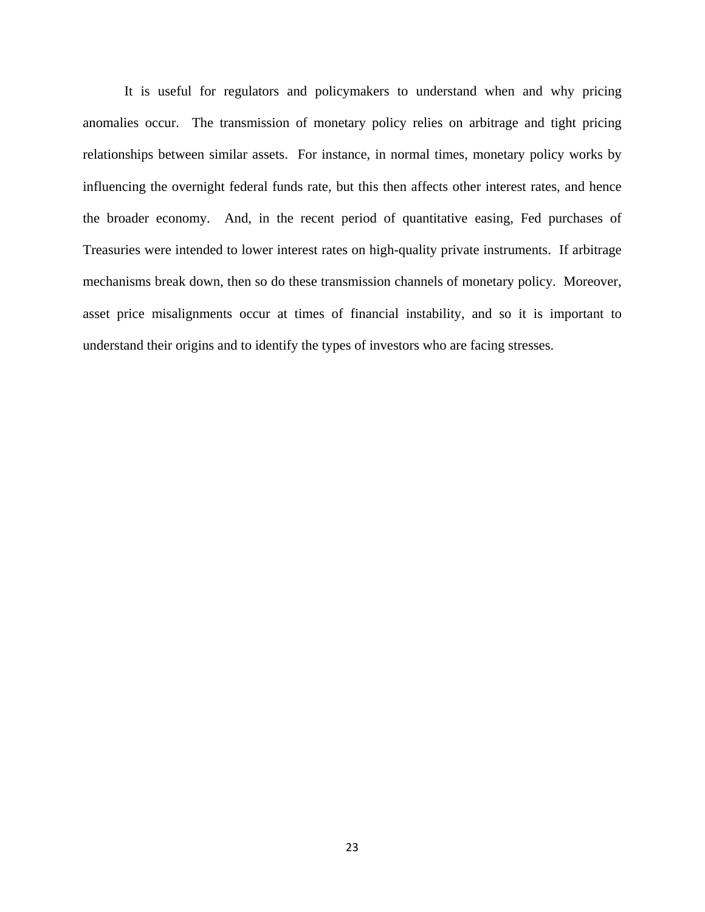It is useful for regulators and policymakers to understand when and why pricing anomalies occur. The transmission of monetary policy relies on arbitrage and tight pricing relationships between similar assets. For instance, in normal times, monetary policy works by influencing the overnight federal funds rate, but this then affects other interest rates, and hence the broader economy. And, in the recent period of quantitative easing, Fed purchases of Treasuries were intended to lower interest rates on high-quality private instruments. If arbitrage mechanisms break down, then so do these transmission channels of monetary policy. Moreover, asset price misalignments occur at times of financial instability, and so it is important to understand their origins and to identify the types of investors who are facing stresses.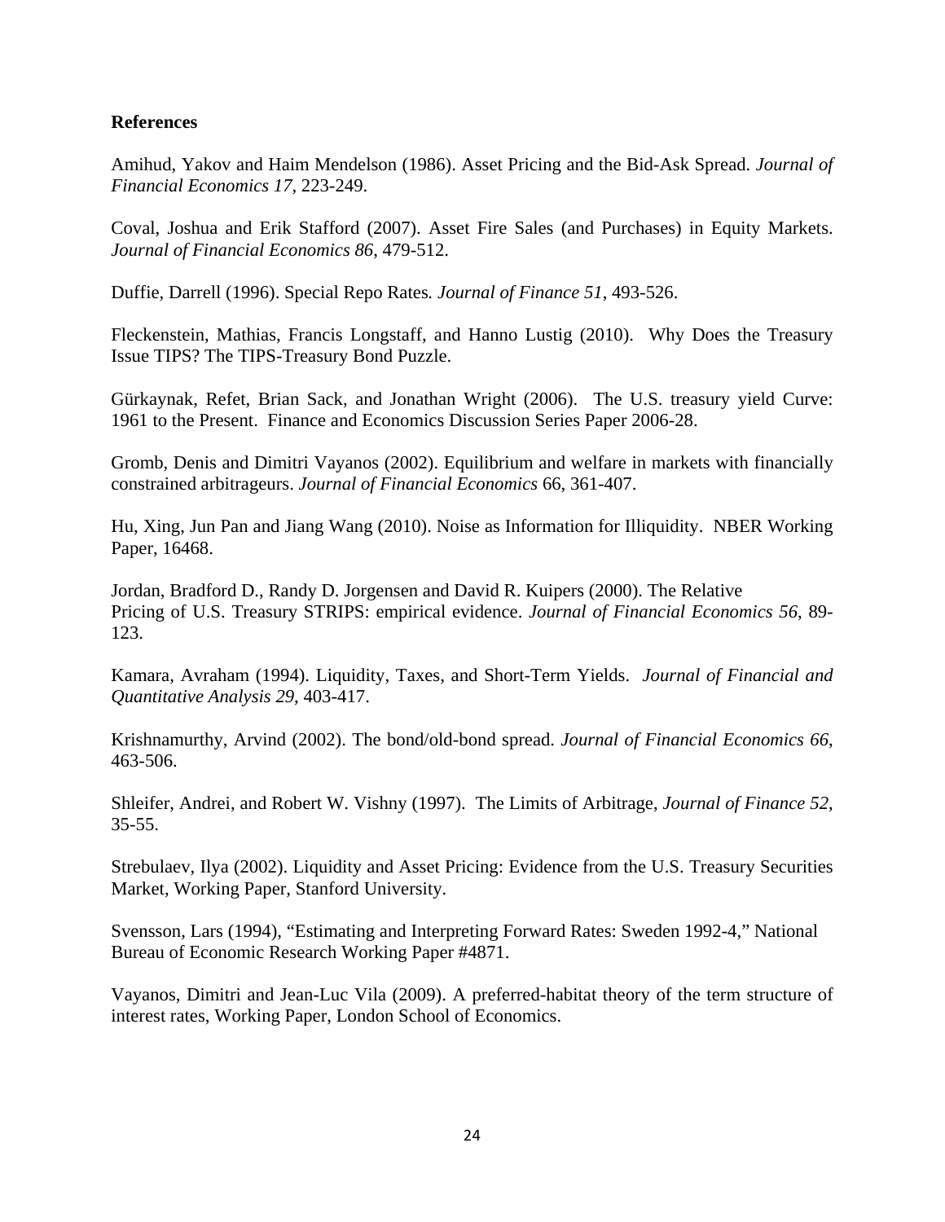**References**

Amihud, Yakov and Haim Mendelson (1986). Asset Pricing and the Bid-Ask Spread. *Journal of Financial Economics 17*, 223-249.

Coval, Joshua and Erik Stafford (2007). Asset Fire Sales (and Purchases) in Equity Markets. *Journal of Financial Economics 86*, 479-512.

Duffie, Darrell (1996). Special Repo Rates*. Journal of Finance 51*, 493-526.

Fleckenstein, Mathias, Francis Longstaff, and Hanno Lustig (2010). Why Does the Treasury Issue TIPS? The TIPS-Treasury Bond Puzzle.

Gürkaynak, Refet, Brian Sack, and Jonathan Wright (2006). The U.S. treasury yield Curve: 1961 to the Present. Finance and Economics Discussion Series Paper 2006-28.

Gromb, Denis and Dimitri Vayanos (2002). Equilibrium and welfare in markets with financially constrained arbitrageurs. *Journal of Financial Economics* 66, 361-407.

Hu, Xing, Jun Pan and Jiang Wang (2010). Noise as Information for Illiquidity. NBER Working Paper, 16468.

Jordan, Bradford D., Randy D. Jorgensen and David R. Kuipers (2000). The Relative Pricing of U.S. Treasury STRIPS: empirical evidence. *Journal of Financial Economics 56*, 89-123.

Kamara, Avraham (1994). Liquidity, Taxes, and Short-Term Yields. *Journal of Financial and Quantitative Analysis 29*, 403-417.

Krishnamurthy, Arvind (2002). The bond/old-bond spread. *Journal of Financial Economics 66*, 463-506.

Shleifer, Andrei, and Robert W. Vishny (1997). The Limits of Arbitrage, *Journal of Finance 52*, 35-55.

Strebulaev, Ilya (2002). Liquidity and Asset Pricing: Evidence from the U.S. Treasury Securities Market, Working Paper, Stanford University.

Svensson, Lars (1994), "Estimating and Interpreting Forward Rates: Sweden 1992-4," National Bureau of Economic Research Working Paper #4871.

Vayanos, Dimitri and Jean-Luc Vila (2009). A preferred-habitat theory of the term structure of interest rates, Working Paper, London School of Economics.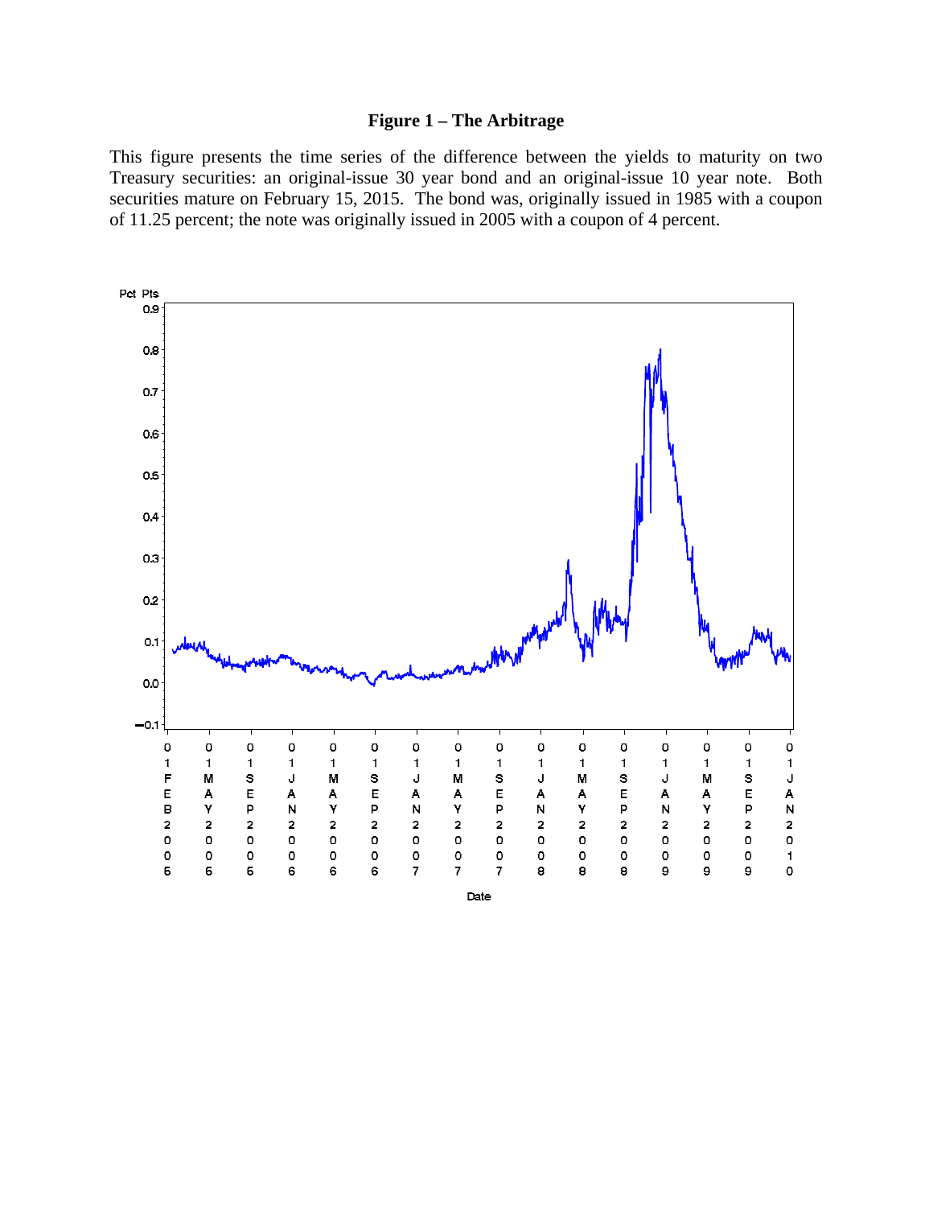**Figure 1 – The Arbitrage**

This figure presents the time series of the difference between the yields to maturity on two Treasury securities: an original-issue 30 year bond and an original-issue 10 year note. Both securities mature on February 15, 2015. The bond was, originally issued in 1985 with a coupon of 11.25 percent; the note was originally issued in 2005 with a coupon of 4 percent.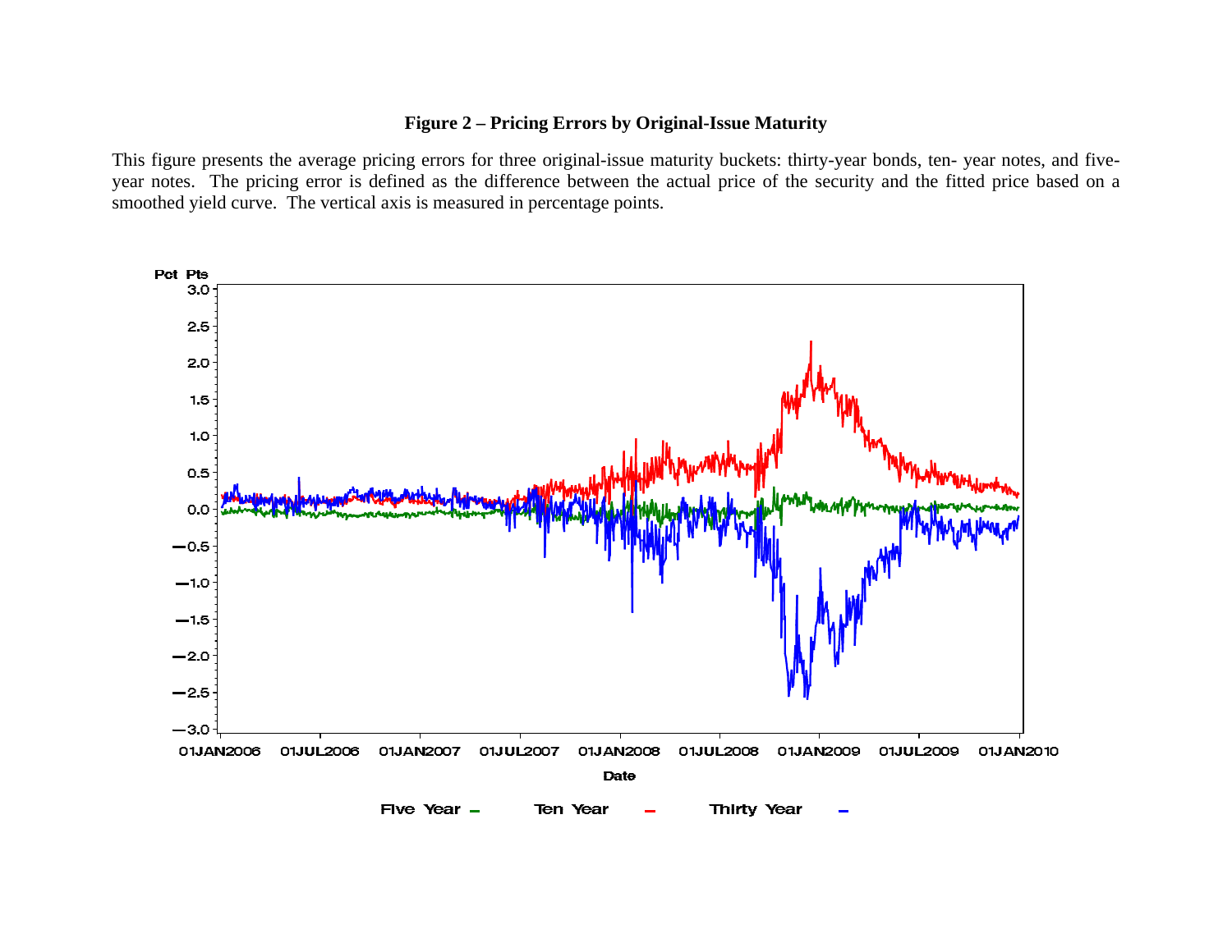**Figure 2 – Pricing Errors by Original-Issue Maturity**

This figure presents the average pricing errors for three original-issue maturity buckets: thirty-year bonds, ten- year notes, and five-year notes. The pricing error is defined as the difference between the actual price of the security and the fitted price based on a smoothed yield curve. The vertical axis is measured in percentage points.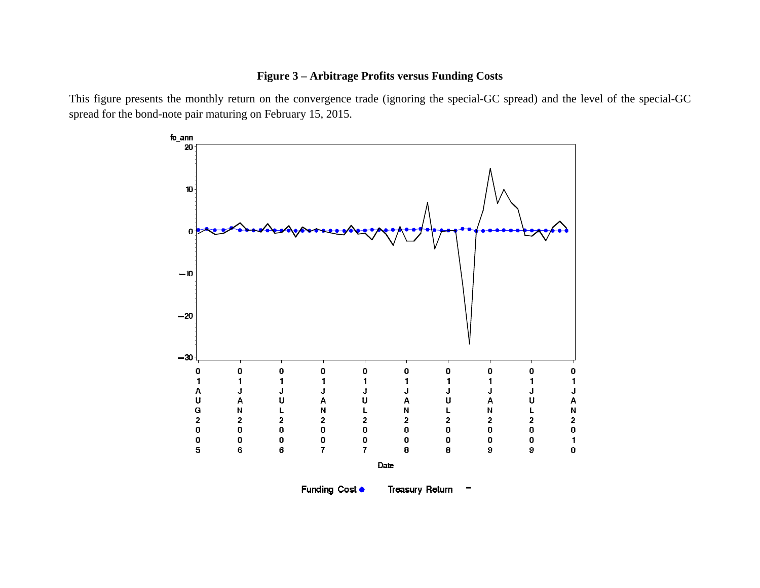**Figure 3 – Arbitrage Profits versus Funding Costs**

This figure presents the monthly return on the convergence trade (ignoring the special-GC spread) and the level of the special-GC spread for the bond-note pair maturing on February 15, 2015.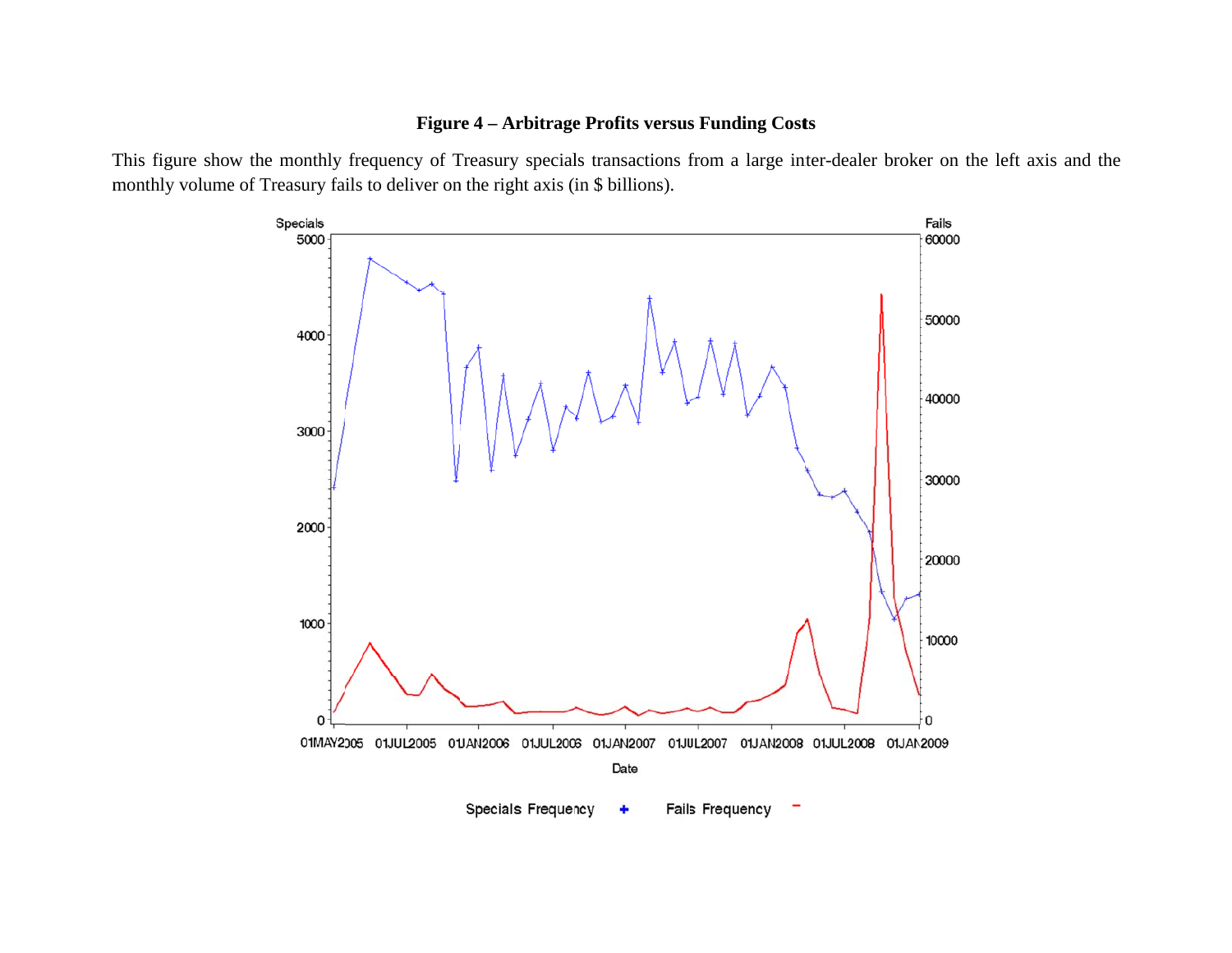**Figure 4 – Arbitrage Profits versus Funding Costs**

This figure show the monthly frequency of Treasury specials transactions from a large inter-dealer broker on the left axis and the monthly volume of Treasury fails to deliver on the right axis (in $ billions).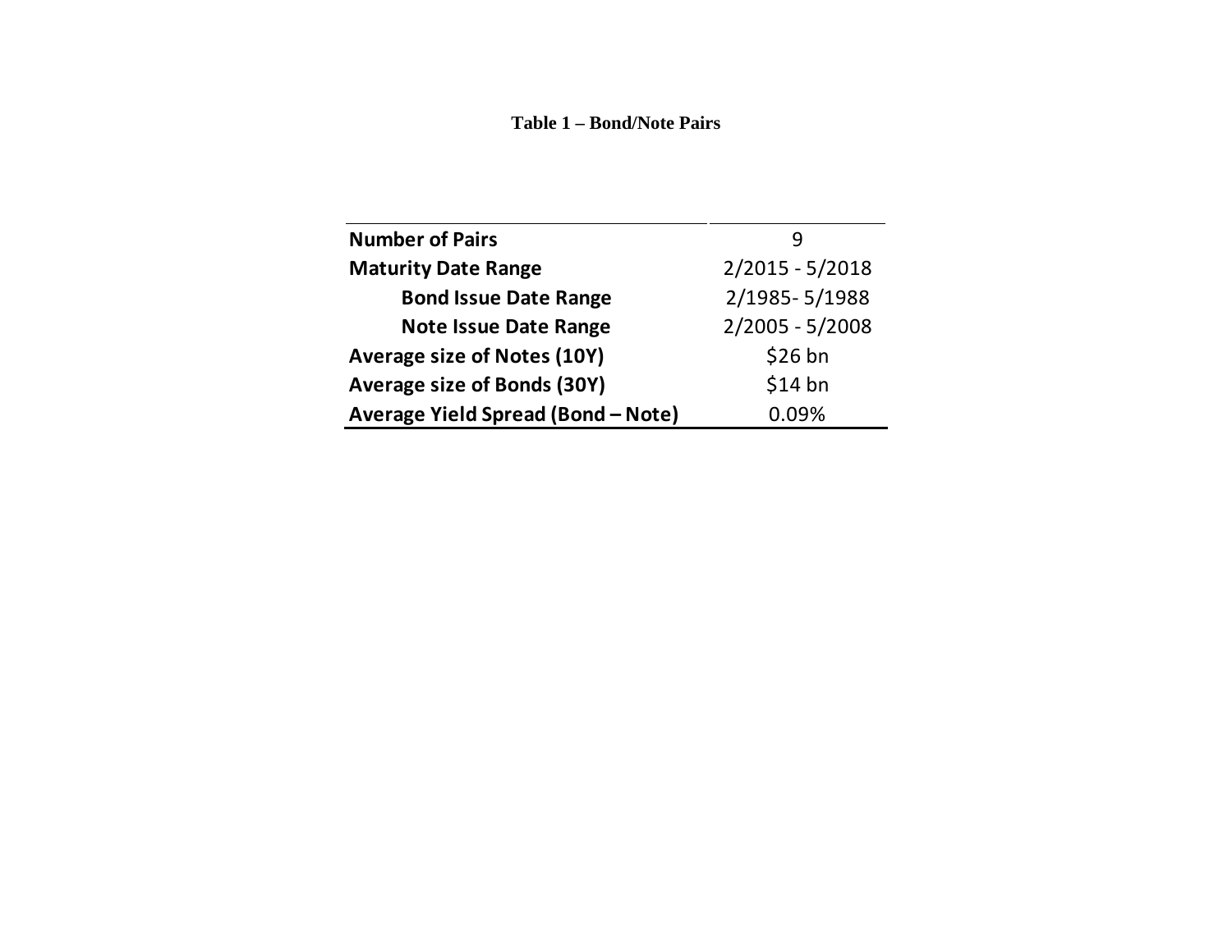**Table 1 – Bond/Note Pairs**

| | |
|---|---|
| **Number of Pairs** | 9 |
| **Maturity Date Range** | 2/2015 - 5/2018 |
| **Bond Issue Date Range** | 2/1985- 5/1988 |
| **Note Issue Date Range** | 2/2005 - 5/2008 |
| **Average size of Notes (10Y)** | $26 bn |
| **Average size of Bonds (30Y)** | $14 bn |
| **Average Yield Spread (Bond – Note)** | 0.09% |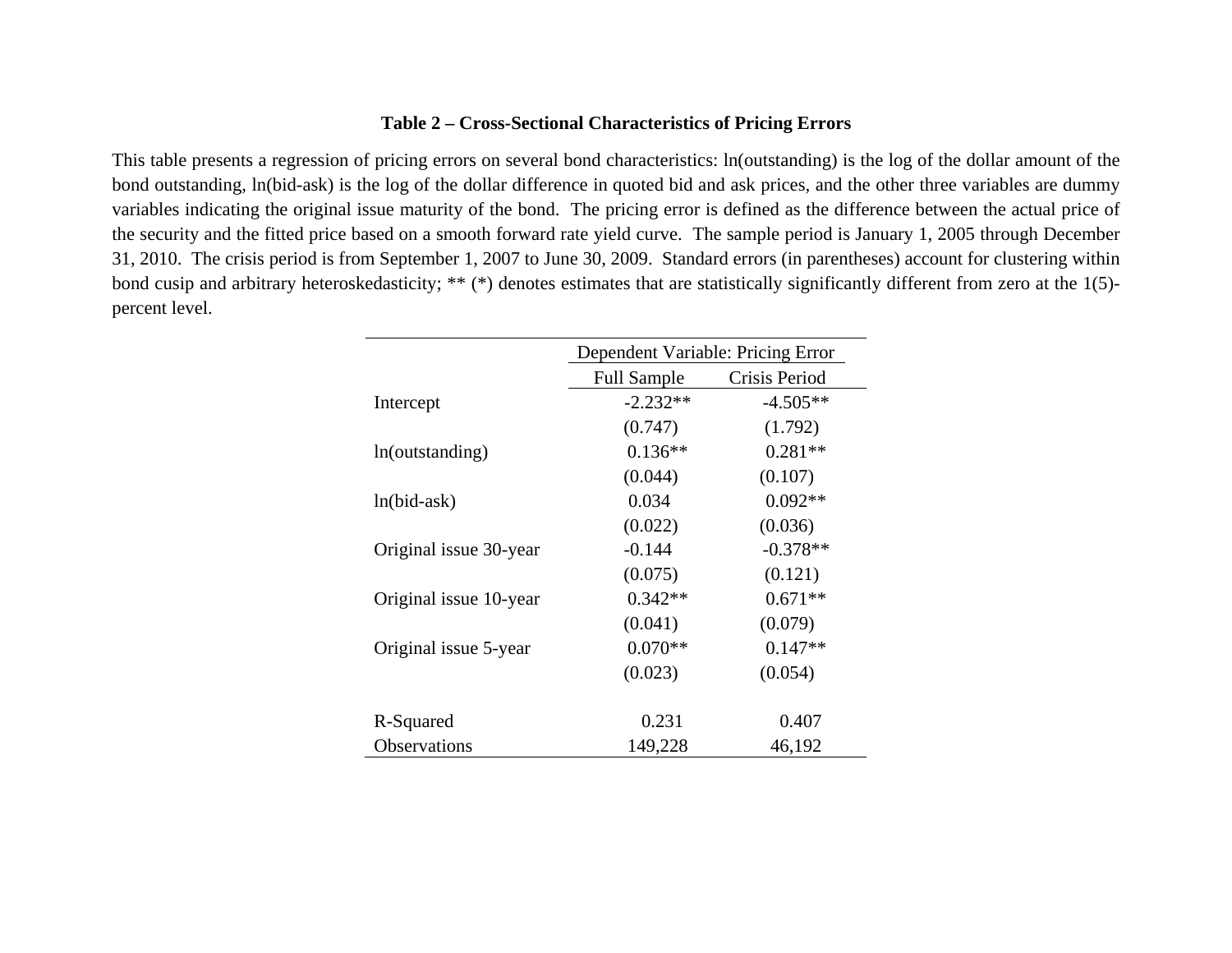**Table 2 – Cross-Sectional Characteristics of Pricing Errors**

This table presents a regression of pricing errors on several bond characteristics: ln(outstanding) is the log of the dollar amount of the bond outstanding, ln(bid-ask) is the log of the dollar difference in quoted bid and ask prices, and the other three variables are dummy variables indicating the original issue maturity of the bond. The pricing error is defined as the difference between the actual price of the security and the fitted price based on a smooth forward rate yield curve. The sample period is January 1, 2005 through December 31, 2010. The crisis period is from September 1, 2007 to June 30, 2009. Standard errors (in parentheses) account for clustering within bond cusip and arbitrary heteroskedasticity; ** (*) denotes estimates that are statistically significantly different from zero at the 1(5)-percent level.

| | Dependent Variable: Pricing Error | |
|---|---|---|
| | Full Sample | Crisis Period |
| Intercept | -2.232** | -4.505** |
| | (0.747) | (1.792) |
| ln(outstanding) | 0.136** | 0.281** |
| | (0.044) | (0.107) |
| ln(bid-ask) | 0.034 | 0.092** |
| | (0.022) | (0.036) |
| Original issue 30-year | -0.144 | -0.378** |
| | (0.075) | (0.121) |
| Original issue 10-year | 0.342** | 0.671** |
| | (0.041) | (0.079) |
| Original issue 5-year | 0.070** | 0.147** |
| | (0.023) | (0.054) |
| R-Squared | 0.231 | 0.407 |
| Observations | 149,228 | 46,192 |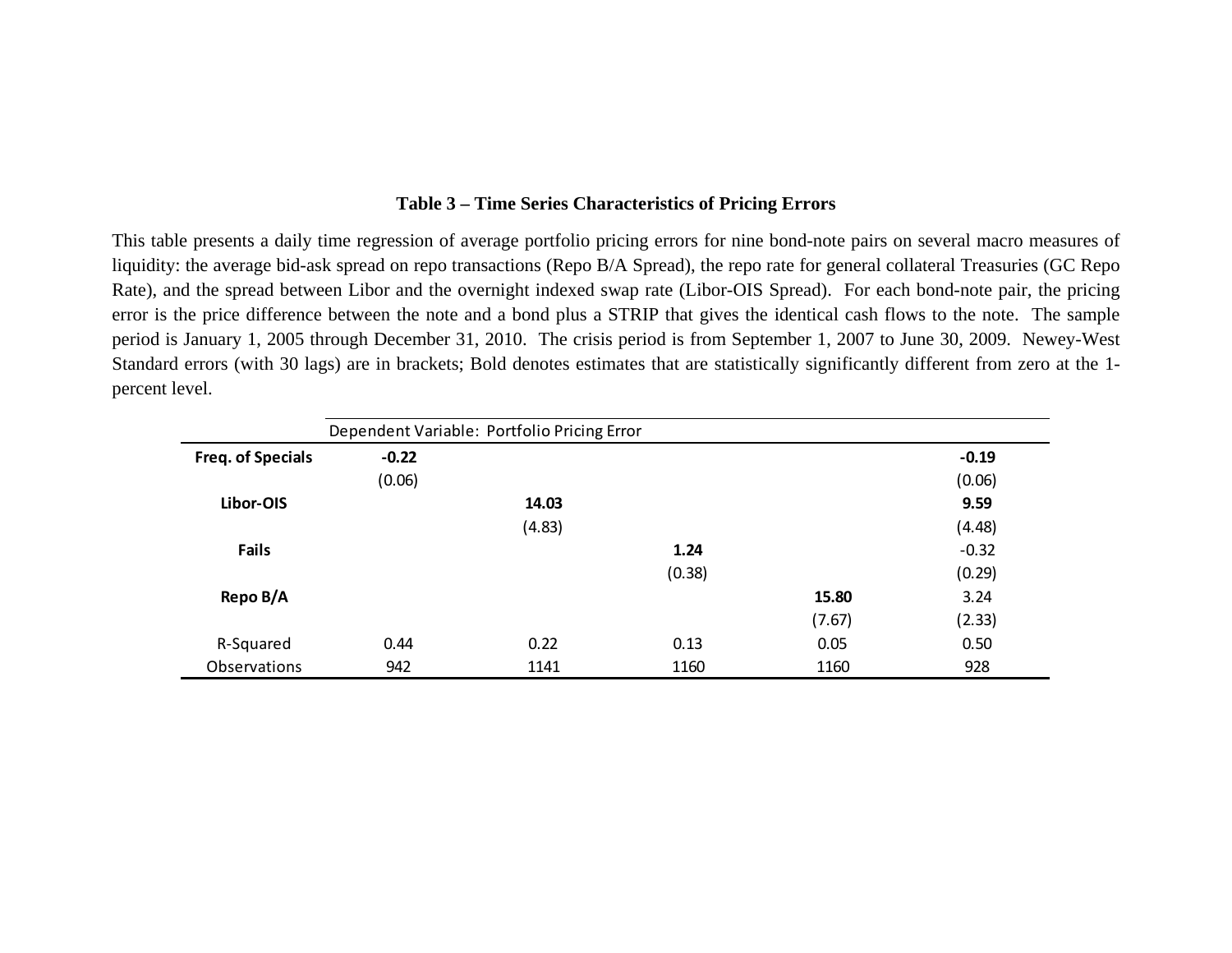**Table 3 – Time Series Characteristics of Pricing Errors**

This table presents a daily time regression of average portfolio pricing errors for nine bond-note pairs on several macro measures of liquidity: the average bid-ask spread on repo transactions (Repo B/A Spread), the repo rate for general collateral Treasuries (GC Repo Rate), and the spread between Libor and the overnight indexed swap rate (Libor-OIS Spread). For each bond-note pair, the pricing error is the price difference between the note and a bond plus a STRIP that gives the identical cash flows to the note. The sample period is January 1, 2005 through December 31, 2010. The crisis period is from September 1, 2007 to June 30, 2009. Newey-West Standard errors (with 30 lags) are in brackets; Bold denotes estimates that are statistically significantly different from zero at the 1-percent level.

| | Dependent Variable: Portfolio Pricing Error | | | | |
|---|---|---|---|---|---|
| **Freq. of Specials** | **-0.22** | | | | **-0.19** |
| | (0.06) | | | | (0.06) |
| **Libor-OIS** | | **14.03** | | | **9.59** |
| | | (4.83) | | | (4.48) |
| **Fails** | | | **1.24** | | -0.32 |
| | | | (0.38) | | (0.29) |
| **Repo B/A** | | | | **15.80** | 3.24 |
| | | | | (7.67) | (2.33) |
| R-Squared | 0.44 | 0.22 | 0.13 | 0.05 | 0.50 |
| Observations | 942 | 1141 | 1160 | 1160 | 928 |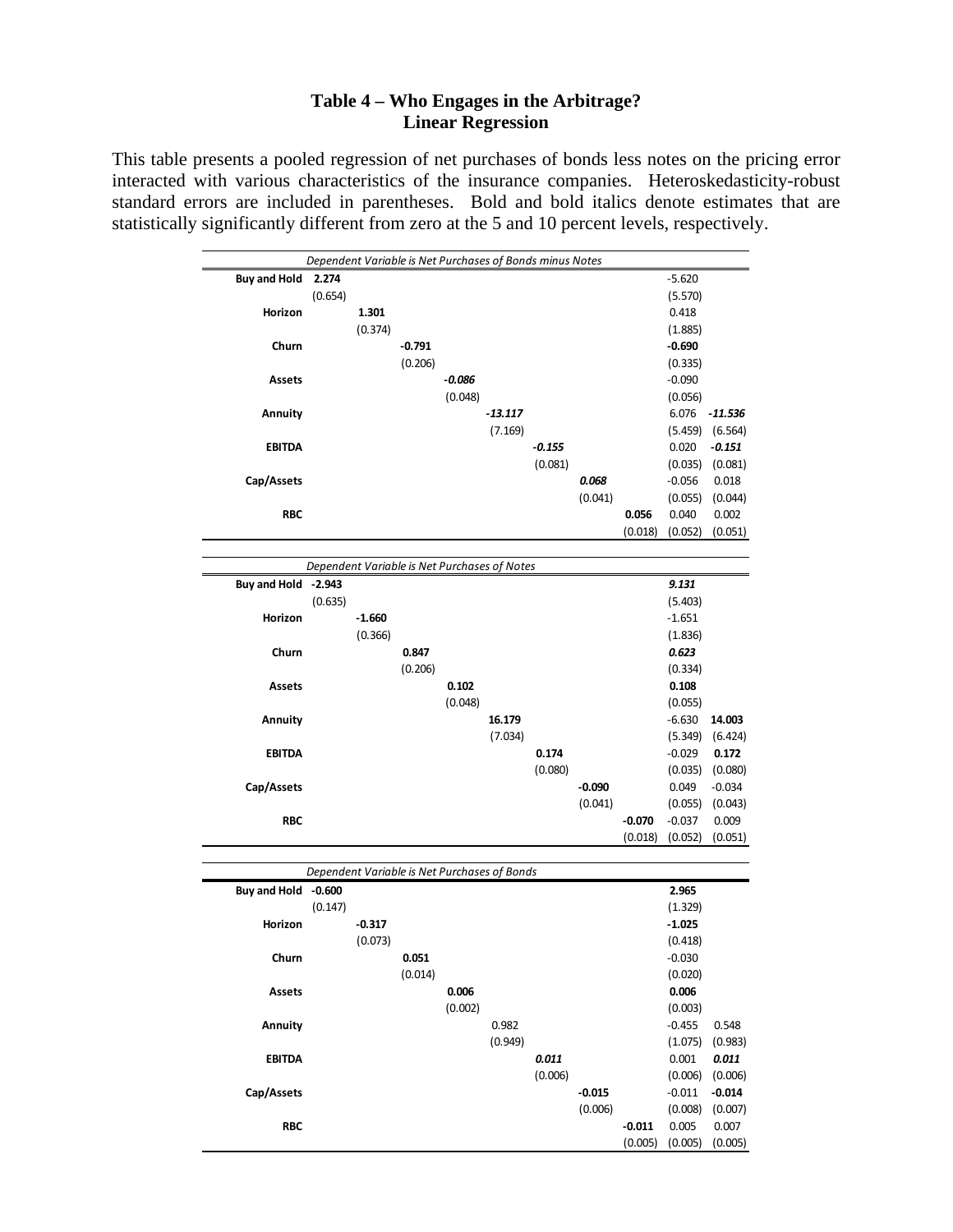### Table 4 – Who Engages in the Arbitrage?
### Linear Regression

This table presents a pooled regression of net purchases of bonds less notes on the pricing error interacted with various characteristics of the insurance companies. Heteroskedasticity-robust standard errors are included in parentheses. Bold and bold italics denote estimates that are statistically significantly different from zero at the 5 and 10 percent levels, respectively.

| | (1) | (2) | (3) | (4) | (5) | (6) | (7) | (8) | (9) | (10) |
|---|---|---|---|---|---|---|---|---|---|---|
| *Dependent Variable is Net Purchases of Bonds minus Notes* | | | | | | | | | | |
| **Buy and Hold** | **2.274** | | | | | | | | -5.620 | |
| | (0.654) | | | | | | | | (5.570) | |
| **Horizon** | | **1.301** | | | | | | | 0.418 | |
| | | (0.374) | | | | | | | (1.885) | |
| **Churn** | | | **-0.791** | | | | | | **-0.690** | |
| | | | (0.206) | | | | | | (0.335) | |
| **Assets** | | | | ***-0.086*** | | | | | -0.090 | |
| | | | | (0.048) | | | | | (0.056) | |
| **Annuity** | | | | | ***-13.117*** | | | | 6.076 | ***-11.536*** |
| | | | | | (7.169) | | | | (5.459) | (6.564) |
| **EBITDA** | | | | | | ***-0.155*** | | | 0.020 | ***-0.151*** |
| | | | | | | (0.081) | | | (0.035) | (0.081) |
| **Cap/Assets** | | | | | | | ***0.068*** | | -0.056 | 0.018 |
| | | | | | | | (0.041) | | (0.055) | (0.044) |
| **RBC** | | | | | | | | **0.056** | 0.040 | 0.002 |
| | | | | | | | | (0.018) | (0.052) | (0.051) |
| *Dependent Variable is Net Purchases of Notes* | | | | | | | | | | |
| **Buy and Hold** | **-2.943** | | | | | | | | ***9.131*** | |
| | (0.635) | | | | | | | | (5.403) | |
| **Horizon** | | **-1.660** | | | | | | | -1.651 | |
| | | (0.366) | | | | | | | (1.836) | |
| **Churn** | | | **0.847** | | | | | | ***0.623*** | |
| | | | (0.206) | | | | | | (0.334) | |
| **Assets** | | | | **0.102** | | | | | 0.108 | |
| | | | | (0.048) | | | | | (0.055) | |
| **Annuity** | | | | | **16.179** | | | | -6.630 | **14.003** |
| | | | | | (7.034) | | | | (5.349) | (6.424) |
| **EBITDA** | | | | | | **0.174** | | | -0.029 | **0.172** |
| | | | | | | (0.080) | | | (0.035) | (0.080) |
| **Cap/Assets** | | | | | | | **-0.090** | | 0.049 | -0.034 |
| | | | | | | | (0.041) | | (0.055) | (0.043) |
| **RBC** | | | | | | | | **-0.070** | -0.037 | 0.009 |
| | | | | | | | | (0.018) | (0.052) | (0.051) |
| *Dependent Variable is Net Purchases of Bonds* | | | | | | | | | | |
| **Buy and Hold** | **-0.600** | | | | | | | | **2.965** | |
| | (0.147) | | | | | | | | (1.329) | |
| **Horizon** | | **-0.317** | | | | | | | **-1.025** | |
| | | (0.073) | | | | | | | (0.418) | |
| **Churn** | | | **0.051** | | | | | | -0.030 | |
| | | | (0.014) | | | | | | (0.020) | |
| **Assets** | | | | **0.006** | | | | | **0.006** | |
| | | | | (0.002) | | | | | (0.003) | |
| **Annuity** | | | | | 0.982 | | | | -0.455 | 0.548 |
| | | | | | (0.949) | | | | (1.075) | (0.983) |
| **EBITDA** | | | | | | ***0.011*** | | | 0.001 | ***0.011*** |
| | | | | | | (0.006) | | | (0.006) | (0.006) |
| **Cap/Assets** | | | | | | | **-0.015** | | -0.011 | **-0.014** |
| | | | | | | | (0.006) | | (0.008) | (0.007) |
| **RBC** | | | | | | | | **-0.011** | 0.005 | 0.007 |
| | | | | | | | | (0.005) | (0.005) | (0.005) |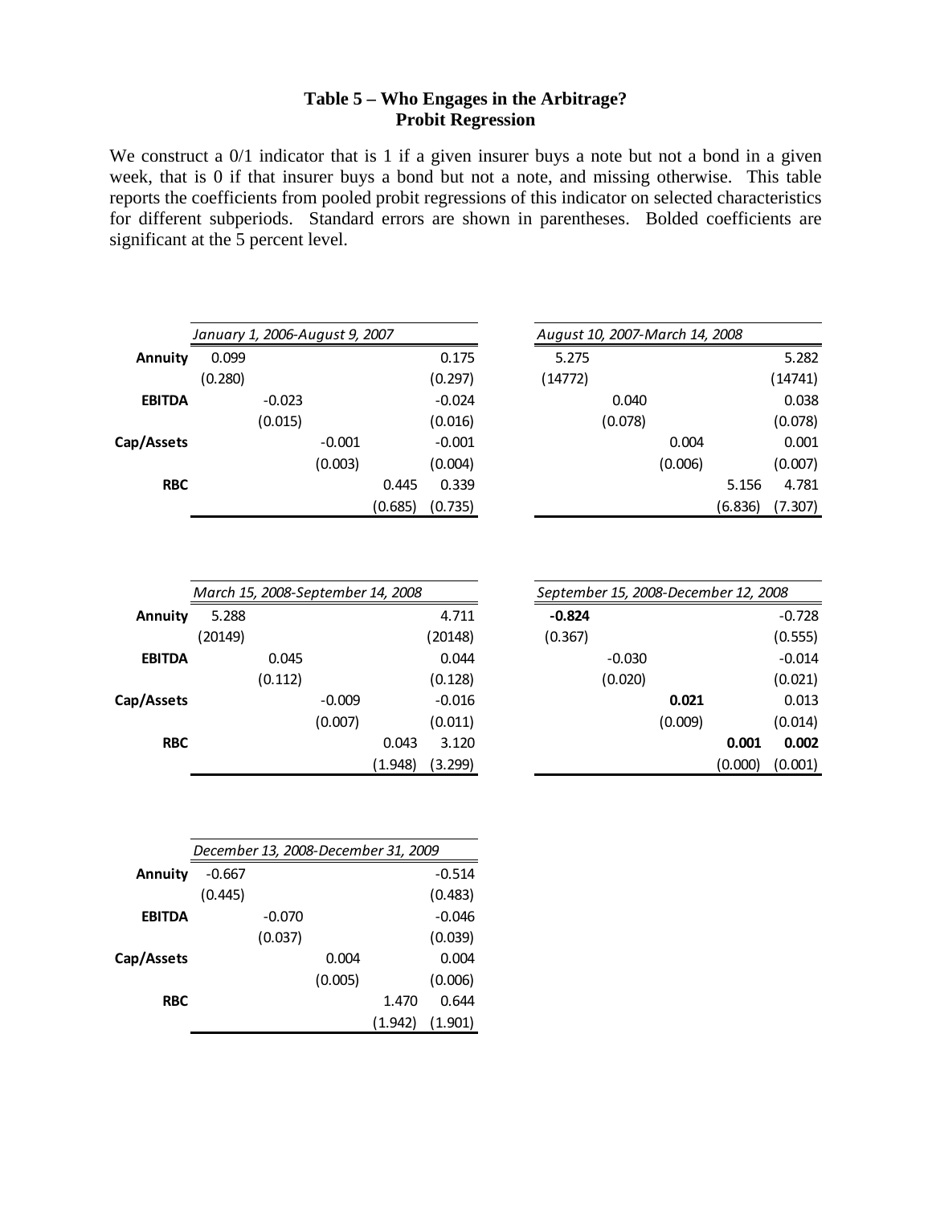### Table 5 – Who Engages in the Arbitrage? Probit Regression

We construct a 0/1 indicator that is 1 if a given insurer buys a note but not a bond in a given week, that is 0 if that insurer buys a bond but not a note, and missing otherwise. This table reports the coefficients from pooled probit regressions of this indicator on selected characteristics for different subperiods. Standard errors are shown in parentheses. Bolded coefficients are significant at the 5 percent level.

| | *January 1, 2006-August 9, 2007* | | | | |
|---|---|---|---|---|---|
| **Annuity** | 0.099 | | | | 0.175 |
| | (0.280) | | | | (0.297) |
| **EBITDA** | | -0.023 | | | -0.024 |
| | | (0.015) | | | (0.016) |
| **Cap/Assets** | | | -0.001 | | -0.001 |
| | | | (0.003) | | (0.004) |
| **RBC** | | | | 0.445 | 0.339 |
| | | | | (0.685) | (0.735) |

| | *August 10, 2007-March 14, 2008* | | | | |
|---|---|---|---|---|---|
| **Annuity** | 5.275 | | | | 5.282 |
| | (14772) | | | | (14741) |
| **EBITDA** | | 0.040 | | | 0.038 |
| | | (0.078) | | | (0.078) |
| **Cap/Assets** | | | 0.004 | | 0.001 |
| | | | (0.006) | | (0.007) |
| **RBC** | | | | 5.156 | 4.781 |
| | | | | (6.836) | (7.307) |

| | *March 15, 2008-September 14, 2008* | | | | |
|---|---|---|---|---|---|
| **Annuity** | 5.288 | | | | 4.711 |
| | (20149) | | | | (20148) |
| **EBITDA** | | 0.045 | | | 0.044 |
| | | (0.112) | | | (0.128) |
| **Cap/Assets** | | | -0.009 | | -0.016 |
| | | | (0.007) | | (0.011) |
| **RBC** | | | | 0.043 | 3.120 |
| | | | | (1.948) | (3.299) |

| | *September 15, 2008-December 12, 2008* | | | | |
|---|---|---|---|---|---|
| **Annuity** | **-0.824** | | | | -0.728 |
| | (0.367) | | | | (0.555) |
| **EBITDA** | | -0.030 | | | -0.014 |
| | | (0.020) | | | (0.021) |
| **Cap/Assets** | | | **0.021** | | 0.013 |
| | | | (0.009) | | (0.014) |
| **RBC** | | | | **0.001** | **0.002** |
| | | | | (0.000) | (0.001) |

| | *December 13, 2008-December 31, 2009* | | | | |
|---|---|---|---|---|---|
| **Annuity** | -0.667 | | | | -0.514 |
| | (0.445) | | | | (0.483) |
| **EBITDA** | | -0.070 | | | -0.046 |
| | | (0.037) | | | (0.039) |
| **Cap/Assets** | | | 0.004 | | 0.004 |
| | | | (0.005) | | (0.006) |
| **RBC** | | | | 1.470 | 0.644 |
| | | | | (1.942) | (1.901) |